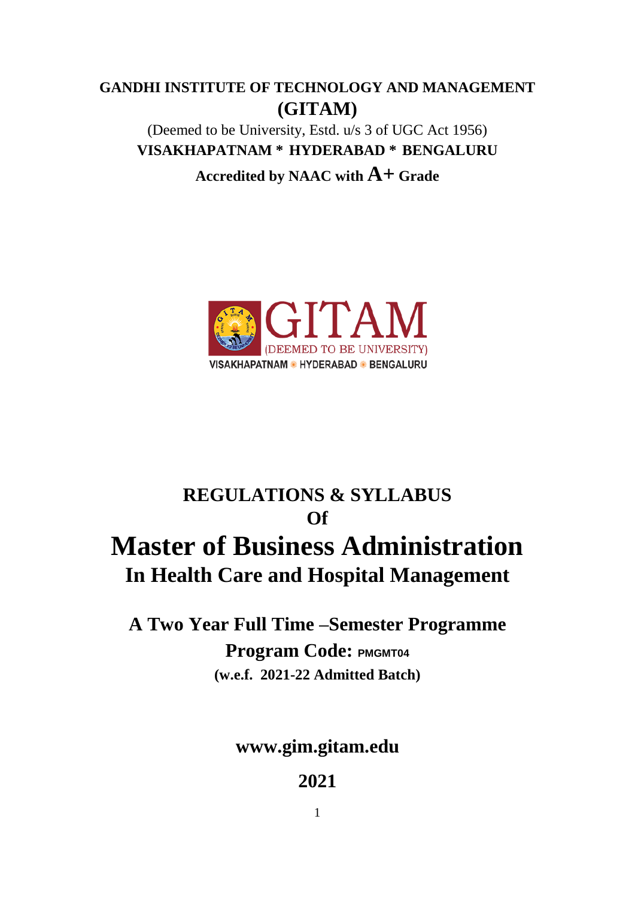**GANDHI INSTITUTE OF TECHNOLOGY AND MANAGEMENT**

**(GITAM)**

(Deemed to be University, Estd. u/s 3 of UGC Act 1956)

**VISAKHAPATNAM * HYDERABAD * BENGALURU**

**Accredited by NAAC with A+ Grade**

GITAM (DEEMED TO BE UNIVERSITY) VISAKHAPATNAM * HYDERABAD * BENGALURU

## REGULATIONS & SYLLABUS
## Of
# Master of Business Administration
## In Health Care and Hospital Management

**A Two Year Full Time –Semester Programme**

**Program Code: PMGMT04**

**(w.e.f. 2021-22 Admitted Batch)**

**www.gim.gitam.edu**

**2021**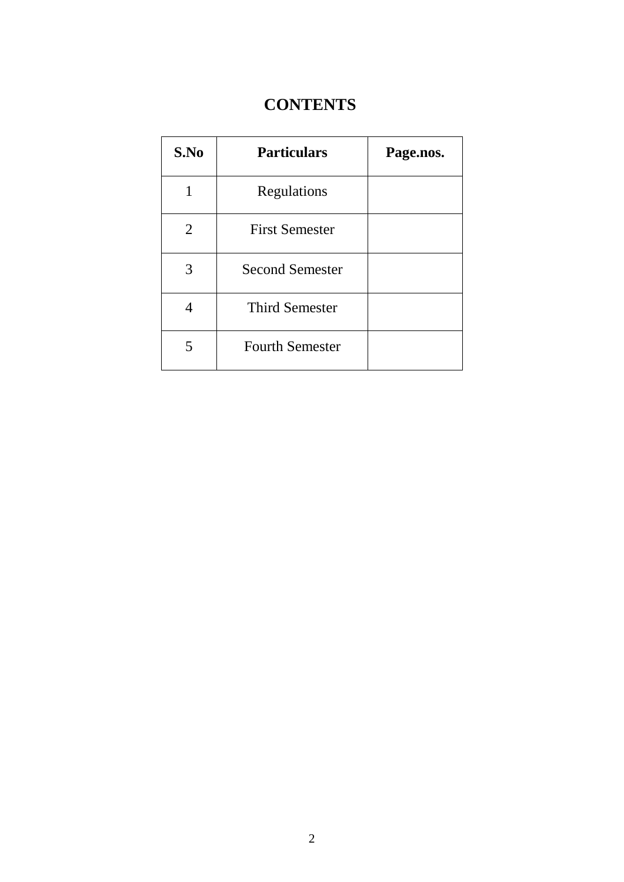# CONTENTS

| S.No | Particulars | Page.nos. |
|---|---|---|
| 1 | Regulations | |
| 2 | First Semester | |
| 3 | Second Semester | |
| 4 | Third Semester | |
| 5 | Fourth Semester | |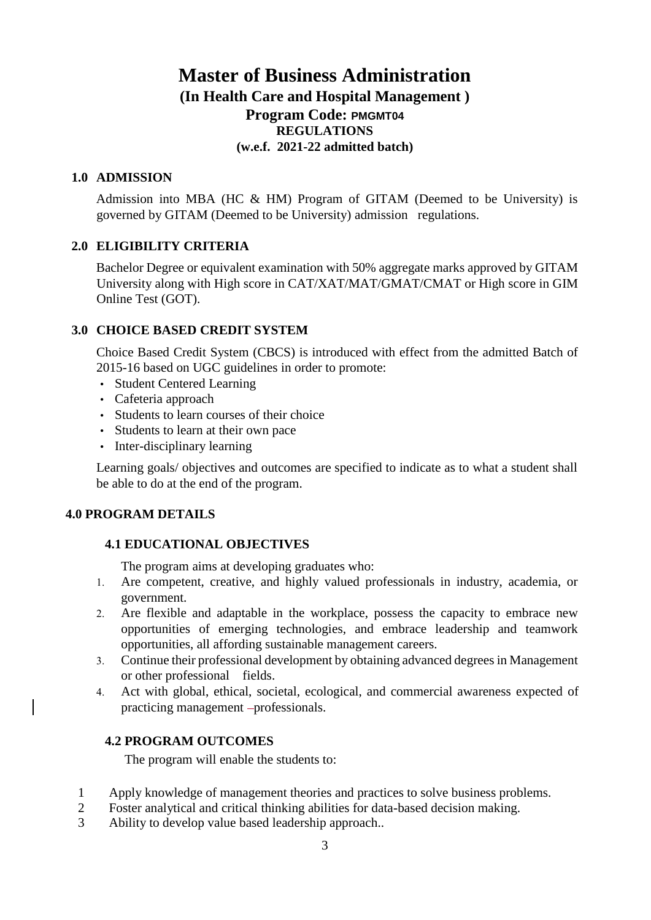# Master of Business Administration

## (In Health Care and Hospital Management )

## Program Code: PMGMT04

### REGULATIONS

### (w.e.f. 2021-22 admitted batch)

## 1.0 ADMISSION

Admission into MBA (HC & HM) Program of GITAM (Deemed to be University) is governed by GITAM (Deemed to be University) admission regulations.

## 2.0 ELIGIBILITY CRITERIA

Bachelor Degree or equivalent examination with 50% aggregate marks approved by GITAM University along with High score in CAT/XAT/MAT/GMAT/CMAT or High score in GIM Online Test (GOT).

## 3.0 CHOICE BASED CREDIT SYSTEM

Choice Based Credit System (CBCS) is introduced with effect from the admitted Batch of 2015-16 based on UGC guidelines in order to promote:

- Student Centered Learning
- Cafeteria approach
- Students to learn courses of their choice
- Students to learn at their own pace
- Inter-disciplinary learning

Learning goals/ objectives and outcomes are specified to indicate as to what a student shall be able to do at the end of the program.

## 4.0 PROGRAM DETAILS

### 4.1 EDUCATIONAL OBJECTIVES

The program aims at developing graduates who:

1. Are competent, creative, and highly valued professionals in industry, academia, or government.
2. Are flexible and adaptable in the workplace, possess the capacity to embrace new opportunities of emerging technologies, and embrace leadership and teamwork opportunities, all affording sustainable management careers.
3. Continue their professional development by obtaining advanced degrees in Management or other professional fields.
4. Act with global, ethical, societal, ecological, and commercial awareness expected of practicing management –professionals.

### 4.2 PROGRAM OUTCOMES

The program will enable the students to:

1. Apply knowledge of management theories and practices to solve business problems.
2. Foster analytical and critical thinking abilities for data-based decision making.
3. Ability to develop value based leadership approach..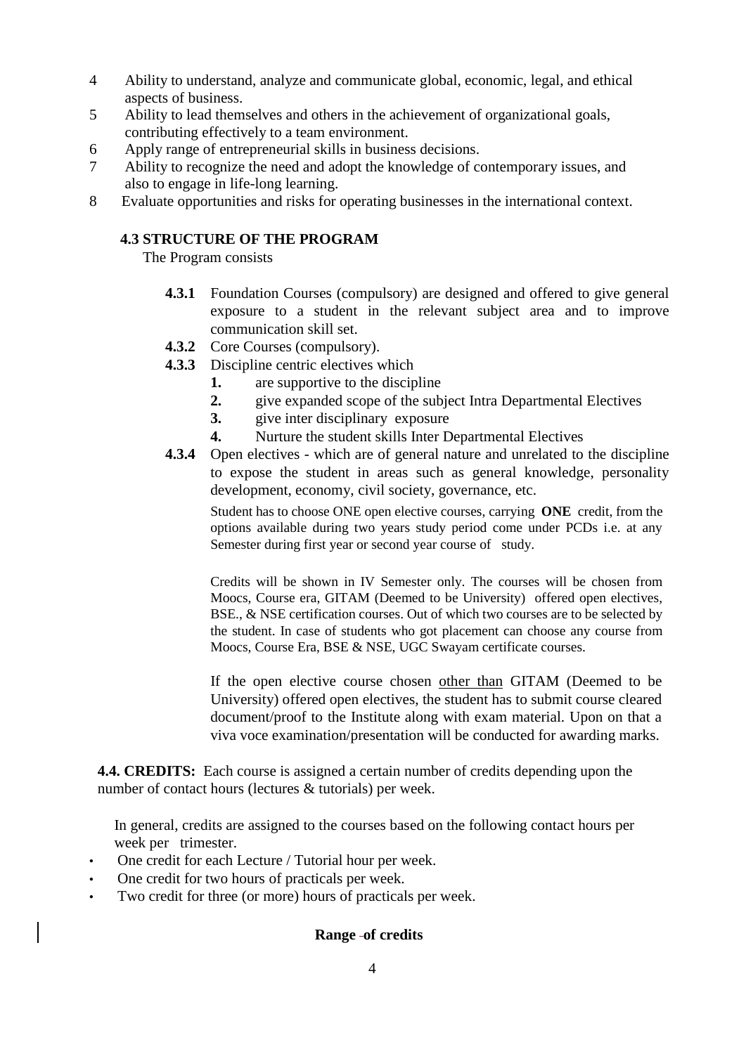4. Ability to understand, analyze and communicate global, economic, legal, and ethical aspects of business.
5. Ability to lead themselves and others in the achievement of organizational goals, contributing effectively to a team environment.
6. Apply range of entrepreneurial skills in business decisions.
7. Ability to recognize the need and adopt the knowledge of contemporary issues, and also to engage in life-long learning.
8. Evaluate opportunities and risks for operating businesses in the international context.

### 4.3 STRUCTURE OF THE PROGRAM

The Program consists

**4.3.1** Foundation Courses (compulsory) are designed and offered to give general exposure to a student in the relevant subject area and to improve communication skill set.

**4.3.2** Core Courses (compulsory).

**4.3.3** Discipline centric electives which

1. are supportive to the discipline
2. give expanded scope of the subject Intra Departmental Electives
3. give inter disciplinary exposure
4. Nurture the student skills Inter Departmental Electives

**4.3.4** Open electives - which are of general nature and unrelated to the discipline to expose the student in areas such as general knowledge, personality development, economy, civil society, governance, etc.

Student has to choose ONE open elective courses, carrying **ONE** credit, from the options available during two years study period come under PCDs i.e. at any Semester during first year or second year course of study.

Credits will be shown in IV Semester only. The courses will be chosen from Moocs, Course era, GITAM (Deemed to be University) offered open electives, BSE., & NSE certification courses. Out of which two courses are to be selected by the student. In case of students who got placement can choose any course from Moocs, Course Era, BSE & NSE, UGC Swayam certificate courses.

If the open elective course chosen other than GITAM (Deemed to be University) offered open electives, the student has to submit course cleared document/proof to the Institute along with exam material. Upon on that a viva voce examination/presentation will be conducted for awarding marks.

**4.4. CREDITS:** Each course is assigned a certain number of credits depending upon the number of contact hours (lectures & tutorials) per week.

In general, credits are assigned to the courses based on the following contact hours per week per trimester.

- One credit for each Lecture / Tutorial hour per week.
- One credit for two hours of practicals per week.
- Two credit for three (or more) hours of practicals per week.

**Range of credits**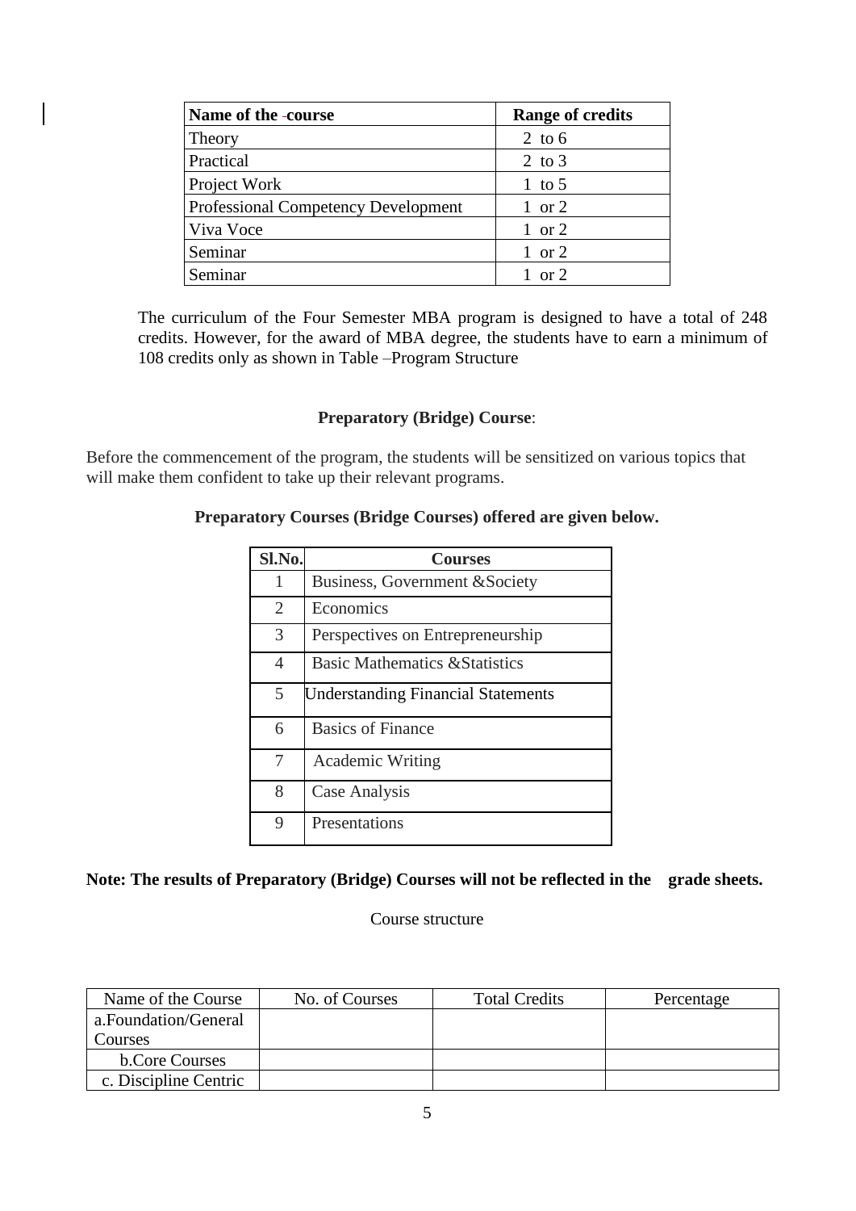| Name of the course | Range of credits |
| --- | --- |
| Theory | 2 to 6 |
| Practical | 2 to 3 |
| Project Work | 1 to 5 |
| Professional Competency Development | 1 or 2 |
| Viva Voce | 1 or 2 |
| Seminar | 1 or 2 |
| Seminar | 1 or 2 |

The curriculum of the Four Semester MBA program is designed to have a total of 248 credits. However, for the award of MBA degree, the students have to earn a minimum of 108 credits only as shown in Table –Program Structure

**Preparatory (Bridge) Course**:

Before the commencement of the program, the students will be sensitized on various topics that will make them confident to take up their relevant programs.

**Preparatory Courses (Bridge Courses) offered are given below.**

| Sl.No. | Courses |
| --- | --- |
| 1 | Business, Government &Society |
| 2 | Economics |
| 3 | Perspectives on Entrepreneurship |
| 4 | Basic Mathematics &Statistics |
| 5 | Understanding Financial Statements |
| 6 | Basics of Finance |
| 7 | Academic Writing |
| 8 | Case Analysis |
| 9 | Presentations |

**Note: The results of Preparatory (Bridge) Courses will not be reflected in the grade sheets.**

Course structure

| Name of the Course | No. of Courses | Total Credits | Percentage |
| --- | --- | --- | --- |
| a.Foundation/General Courses | | | |
| b.Core Courses | | | |
| c. Discipline Centric | | | |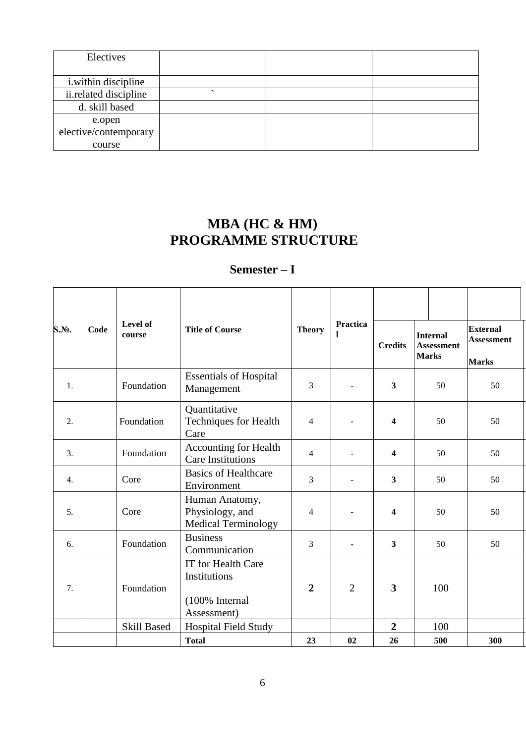| Electives | | | |
|---|---|---|---|
| i.within discipline | | | |
| ii.related discipline | ` | | |
| d. skill based | | | |
| e.open elective/contemporary course | | | |

# MBA (HC & HM)
# PROGRAMME STRUCTURE

## Semester – I

| S.№. | Code | Level of course | Title of Course | Theory | Practical | Credits | Internal Assessment Marks | External Assessment Marks |
|---|---|---|---|---|---|---|---|---|
| 1. | | Foundation | Essentials of Hospital Management | 3 | - | **3** | 50 | 50 |
| 2. | | Foundation | Quantitative Techniques for Health Care | 4 | - | **4** | 50 | 50 |
| 3. | | Foundation | Accounting for Health Care Institutions | 4 | - | **4** | 50 | 50 |
| 4. | | Core | Basics of Healthcare Environment | 3 | - | **3** | 50 | 50 |
| 5. | | Core | Human Anatomy, Physiology, and Medical Terminology | 4 | - | **4** | 50 | 50 |
| 6. | | Foundation | Business Communication | 3 | - | **3** | 50 | 50 |
| 7. | | Foundation | IT for Health Care Institutions (100% Internal Assessment) | **2** | 2 | **3** | 100 | |
| | | Skill Based | Hospital Field Study | | | **2** | 100 | |
| | | | **Total** | **23** | **02** | **26** | **500** | **300** |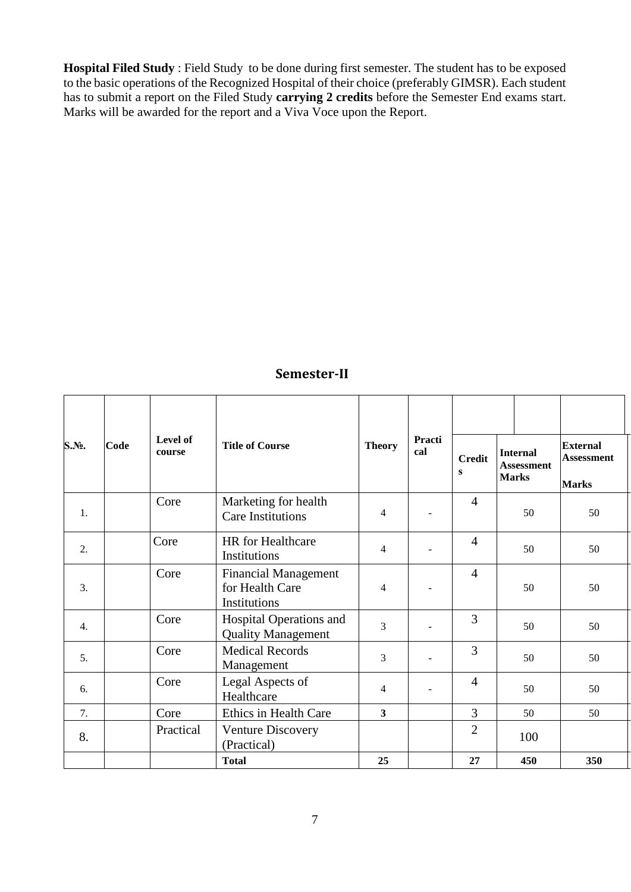**Hospital Filed Study** : Field Study to be done during first semester. The student has to be exposed to the basic operations of the Recognized Hospital of their choice (preferably GIMSR). Each student has to submit a report on the Filed Study **carrying 2 credits** before the Semester End exams start. Marks will be awarded for the report and a Viva Voce upon the Report.

## Semester-II

| S.№. | Code | Level of course | Title of Course | Theory | Practical | Credits | Internal Assessment Marks | External Assessment Marks |
|---|---|---|---|---|---|---|---|---|
| 1. | | Core | Marketing for health Care Institutions | 4 | - | 4 | 50 | 50 |
| 2. | | Core | HR for Healthcare Institutions | 4 | - | 4 | 50 | 50 |
| 3. | | Core | Financial Management for Health Care Institutions | 4 | - | 4 | 50 | 50 |
| 4. | | Core | Hospital Operations and Quality Management | 3 | - | 3 | 50 | 50 |
| 5. | | Core | Medical Records Management | 3 | - | 3 | 50 | 50 |
| 6. | | Core | Legal Aspects of Healthcare | 4 | - | 4 | 50 | 50 |
| 7. | | Core | Ethics in Health Care | **3** | | 3 | 50 | 50 |
| 8. | | Practical | Venture Discovery (Practical) | | | 2 | 100 | |
| | | | **Total** | **25** | | **27** | **450** | **350** |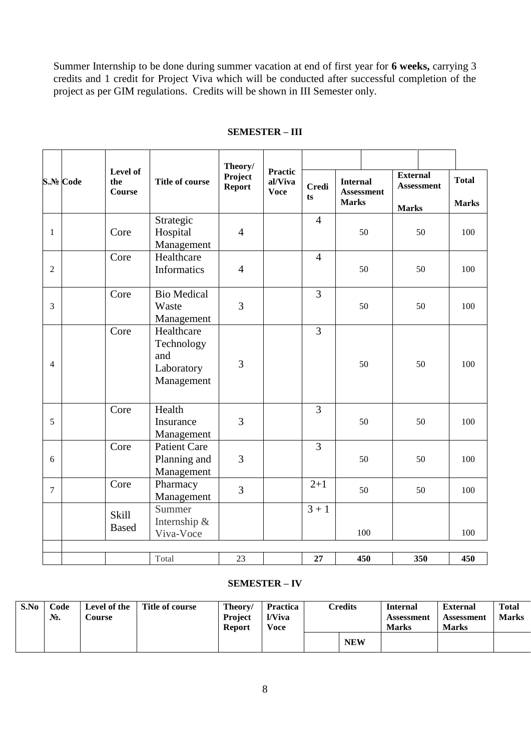Summer Internship to be done during summer vacation at end of first year for **6 weeks,** carrying 3 credits and 1 credit for Project Viva which will be conducted after successful completion of the project as per GIM regulations. Credits will be shown in III Semester only.

## SEMESTER – III

| S.№ | Code | Level of the Course | Title of course | Theory/ Project Report | Practical/Viva Voce | Credits | Internal Assessment Marks | External Assessment Marks | Total Marks |
|---|---|---|---|---|---|---|---|---|---|
| 1 | | Core | Strategic Hospital Management | 4 | | 4 | 50 | 50 | 100 |
| 2 | | Core | Healthcare Informatics | 4 | | 4 | 50 | 50 | 100 |
| 3 | | Core | Bio Medical Waste Management | 3 | | 3 | 50 | 50 | 100 |
| 4 | | Core | Healthcare Technology and Laboratory Management | 3 | | 3 | 50 | 50 | 100 |
| 5 | | Core | Health Insurance Management | 3 | | 3 | 50 | 50 | 100 |
| 6 | | Core | Patient Care Planning and Management | 3 | | 3 | 50 | 50 | 100 |
| 7 | | Core | Pharmacy Management | 3 | | 2+1 | 50 | 50 | 100 |
| | | Skill Based | Summer Internship & Viva-Voce | | | 3 + 1 | 100 | | 100 |
| | | | | | | | | | |
| | | | Total | 23 | | **27** | **450** | **350** | **450** |

## SEMESTER – IV

| S.No | Code №. | Level of the Course | Title of course | Theory/ Project Report | Practical/Viva Voce | Credits | | Internal Assessment Marks | External Assessment Marks | Total Marks |
|---|---|---|---|---|---|---|---|---|---|---|
| | | | | | | | **NEW** | | | |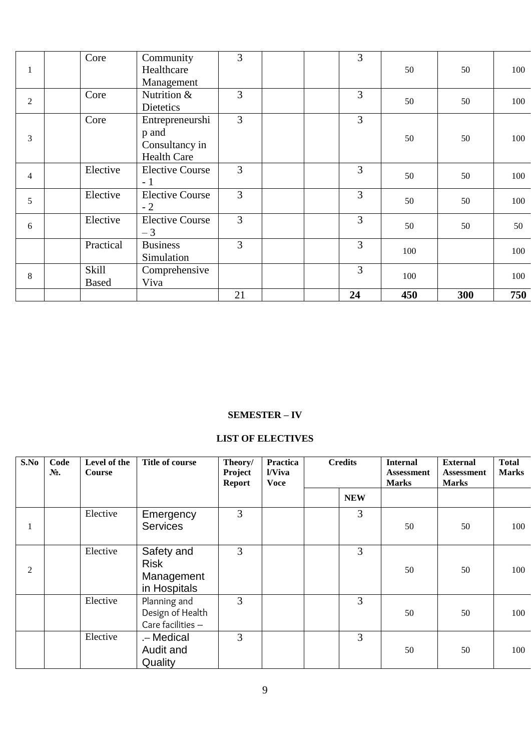| | | | | | | | | | | |
|---|---|---|---|---|---|---|---|---|---|---|
| 1 | | Core | Community Healthcare Management | 3 | | | 3 | 50 | 50 | 100 |
| 2 | | Core | Nutrition & Dietetics | 3 | | | 3 | 50 | 50 | 100 |
| 3 | | Core | Entrepreneurship and Consultancy in Health Care | 3 | | | 3 | 50 | 50 | 100 |
| 4 | | Elective | Elective Course - 1 | 3 | | | 3 | 50 | 50 | 100 |
| 5 | | Elective | Elective Course - 2 | 3 | | | 3 | 50 | 50 | 100 |
| 6 | | Elective | Elective Course – 3 | 3 | | | 3 | 50 | 50 | 50 |
| | | Practical | Business Simulation | 3 | | | 3 | 100 | | 100 |
| 8 | | Skill Based | Comprehensive Viva | | | | 3 | 100 | | 100 |
| | | | | 21 | | | **24** | **450** | **300** | **750** |

**SEMESTER – IV**

**LIST OF ELECTIVES**

| S.No | Code №. | Level of the Course | Title of course | Theory/ Project Report | Practical/Viva Voce | Credits | | Internal Assessment Marks | External Assessment Marks | Total Marks |
|---|---|---|---|---|---|---|---|---|---|---|
| | | | | | | | NEW | | | |
| 1 | | Elective | Emergency Services | 3 | | | 3 | 50 | 50 | 100 |
| 2 | | Elective | Safety and Risk Management in Hospitals | 3 | | | 3 | 50 | 50 | 100 |
| | | Elective | Planning and Design of Health Care facilities – | 3 | | | 3 | 50 | 50 | 100 |
| | | Elective | .– Medical Audit and Quality | 3 | | | 3 | 50 | 50 | 100 |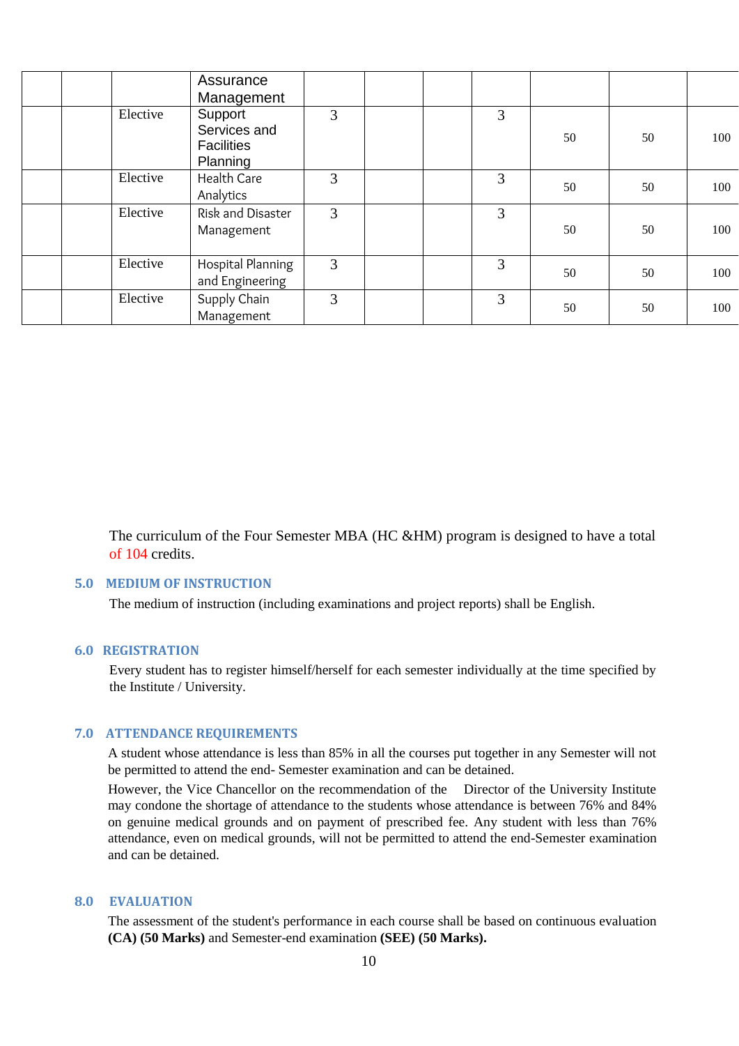| | | | Assurance Management | | | | | | | |
|---|---|---|---|---|---|---|---|---|---|---|
| | | Elective | Support Services and Facilities Planning | 3 | | | 3 | 50 | 50 | 100 |
| | | Elective | Health Care Analytics | 3 | | | 3 | 50 | 50 | 100 |
| | | Elective | Risk and Disaster Management | 3 | | | 3 | 50 | 50 | 100 |
| | | Elective | Hospital Planning and Engineering | 3 | | | 3 | 50 | 50 | 100 |
| | | Elective | Supply Chain Management | 3 | | | 3 | 50 | 50 | 100 |

The curriculum of the Four Semester MBA (HC &HM) program is designed to have a total of 104 credits.

### 5.0 MEDIUM OF INSTRUCTION

The medium of instruction (including examinations and project reports) shall be English.

### 6.0 REGISTRATION

Every student has to register himself/herself for each semester individually at the time specified by the Institute / University.

### 7.0 ATTENDANCE REQUIREMENTS

A student whose attendance is less than 85% in all the courses put together in any Semester will not be permitted to attend the end- Semester examination and can be detained.

However, the Vice Chancellor on the recommendation of the Director of the University Institute may condone the shortage of attendance to the students whose attendance is between 76% and 84% on genuine medical grounds and on payment of prescribed fee. Any student with less than 76% attendance, even on medical grounds, will not be permitted to attend the end-Semester examination and can be detained.

### 8.0 EVALUATION

The assessment of the student's performance in each course shall be based on continuous evaluation **(CA) (50 Marks)** and Semester-end examination **(SEE) (50 Marks).**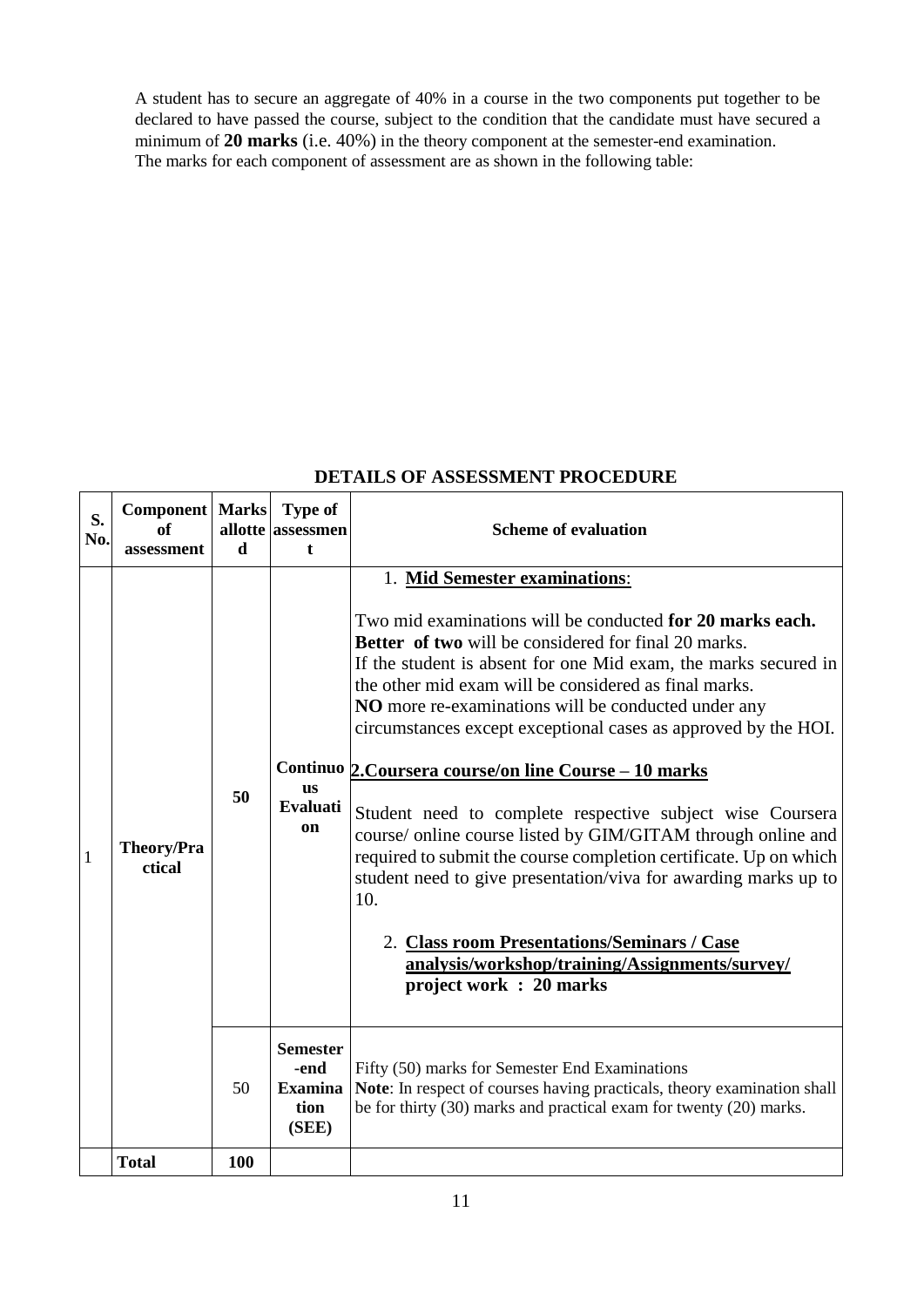A student has to secure an aggregate of 40% in a course in the two components put together to be declared to have passed the course, subject to the condition that the candidate must have secured a minimum of **20 marks** (i.e. 40%) in the theory component at the semester-end examination.
The marks for each component of assessment are as shown in the following table:

**DETAILS OF ASSESSMENT PROCEDURE**

| S. No. | Component of assessment | Marks allotted | Type of assessment | Scheme of evaluation |
|---|---|---|---|---|
| 1 | **Theory/Practical** | **50** | **Continuous Evaluation** | 1. **Mid Semester examinations**: <br><br> Two mid examinations will be conducted **for 20 marks each. Better of two** will be considered for final 20 marks. If the student is absent for one Mid exam, the marks secured in the other mid exam will be considered as final marks. **NO** more re-examinations will be conducted under any circumstances except exceptional cases as approved by the HOI. <br><br> **2.Coursera course/on line Course – 10 marks** <br><br> Student need to complete respective subject wise Coursera course/ online course listed by GIM/GITAM through online and required to submit the course completion certificate. Up on which student need to give presentation/viva for awarding marks up to 10. <br><br> 2. **Class room Presentations/Seminars / Case analysis/workshop/training/Assignments/survey/ project work : 20 marks** |
| | | 50 | **Semester-end Examination (SEE)** | Fifty (50) marks for Semester End Examinations <br> **Note**: In respect of courses having practicals, theory examination shall be for thirty (30) marks and practical exam for twenty (20) marks. |
| | **Total** | **100** | | |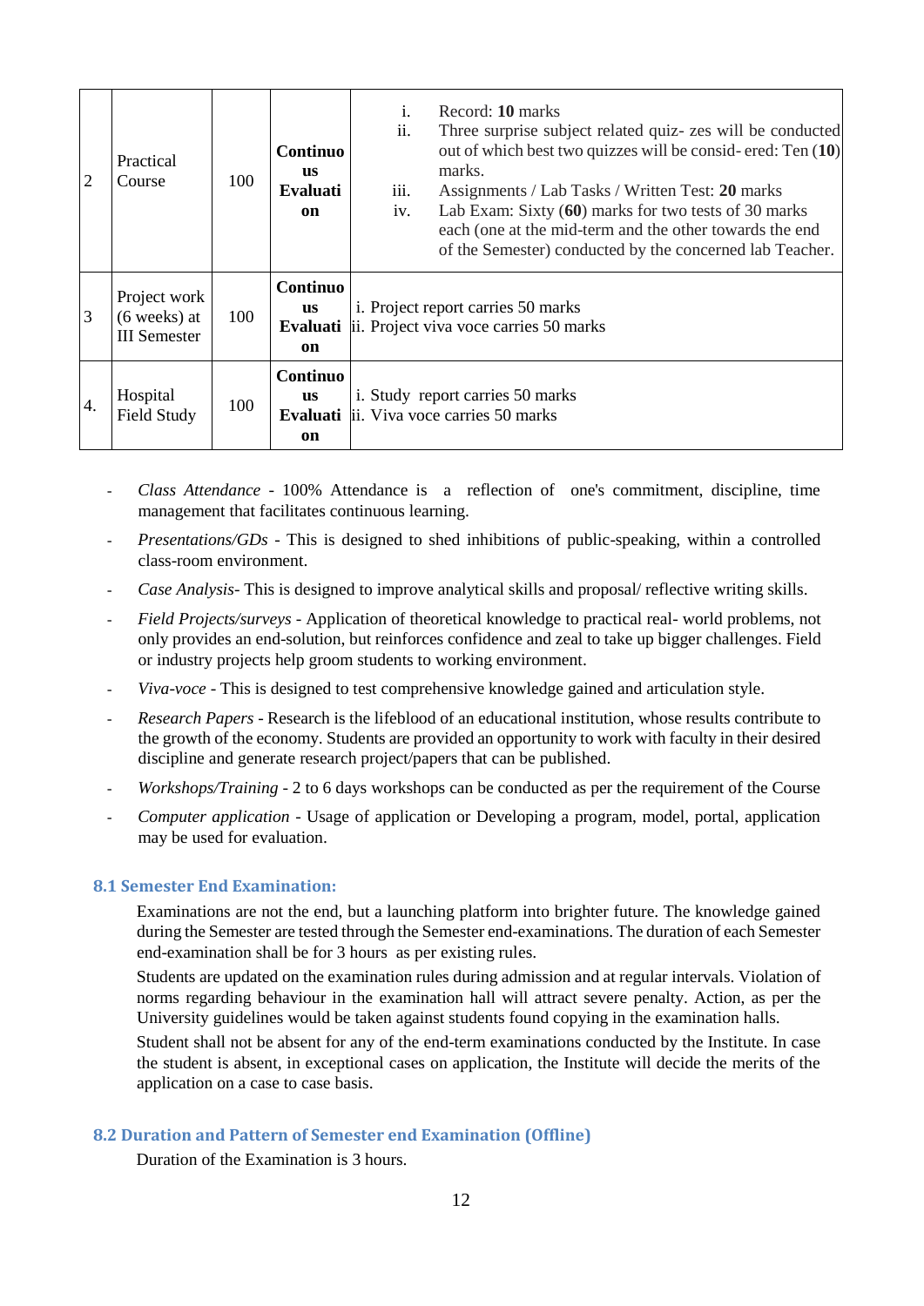| 2 | Practical Course | 100 | **Continuous Evaluation** | i. Record: **10** marks<br>ii. Three surprise subject related quiz- zes will be conducted out of which best two quizzes will be consid- ered: Ten (**10**) marks.<br>iii. Assignments / Lab Tasks / Written Test: **20** marks<br>iv. Lab Exam: Sixty (**60**) marks for two tests of 30 marks each (one at the mid-term and the other towards the end of the Semester) conducted by the concerned lab Teacher. |
|---|---|---|---|---|
| 3 | Project work (6 weeks) at III Semester | 100 | **Continuous Evaluation** | i. Project report carries 50 marks<br>ii. Project viva voce carries 50 marks |
| 4. | Hospital Field Study | 100 | **Continuous Evaluation** | i. Study report carries 50 marks<br>ii. Viva voce carries 50 marks |

- *Class Attendance* - 100% Attendance is a reflection of one's commitment, discipline, time management that facilitates continuous learning.
- *Presentations/GDs* - This is designed to shed inhibitions of public-speaking, within a controlled class-room environment.
- *Case Analysis*- This is designed to improve analytical skills and proposal/ reflective writing skills.
- *Field Projects/surveys* - Application of theoretical knowledge to practical real- world problems, not only provides an end-solution, but reinforces confidence and zeal to take up bigger challenges. Field or industry projects help groom students to working environment.
- *Viva-voce* - This is designed to test comprehensive knowledge gained and articulation style.
- *Research Papers* - Research is the lifeblood of an educational institution, whose results contribute to the growth of the economy. Students are provided an opportunity to work with faculty in their desired discipline and generate research project/papers that can be published.
- *Workshops/Training* - 2 to 6 days workshops can be conducted as per the requirement of the Course
- *Computer application* - Usage of application or Developing a program, model, portal, application may be used for evaluation.

### 8.1 Semester End Examination:

Examinations are not the end, but a launching platform into brighter future. The knowledge gained during the Semester are tested through the Semester end-examinations. The duration of each Semester end-examination shall be for 3 hours as per existing rules.

Students are updated on the examination rules during admission and at regular intervals. Violation of norms regarding behaviour in the examination hall will attract severe penalty. Action, as per the University guidelines would be taken against students found copying in the examination halls.

Student shall not be absent for any of the end-term examinations conducted by the Institute. In case the student is absent, in exceptional cases on application, the Institute will decide the merits of the application on a case to case basis.

### 8.2 Duration and Pattern of Semester end Examination (Offline)

Duration of the Examination is 3 hours.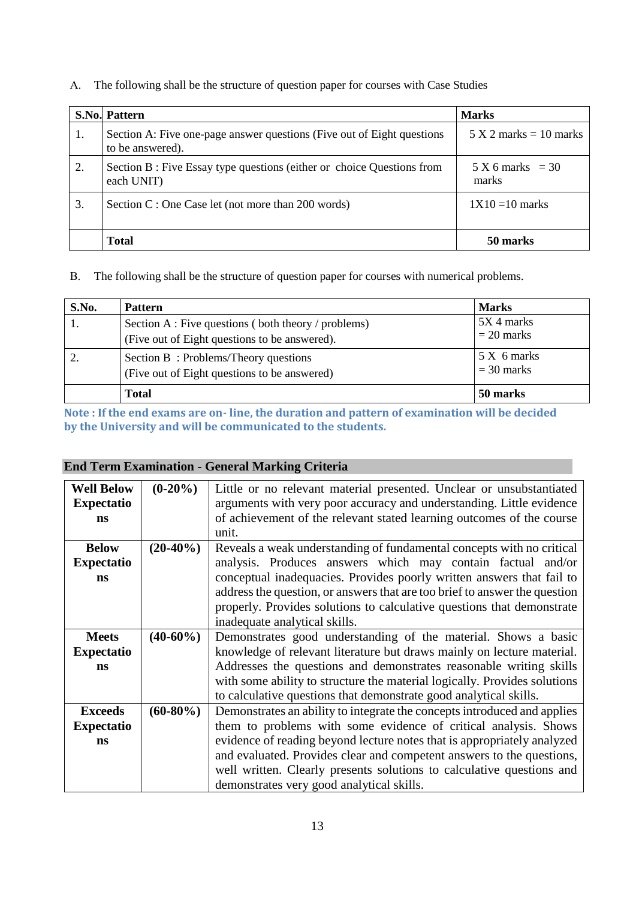A. The following shall be the structure of question paper for courses with Case Studies

| S.No. | Pattern | Marks |
|---|---|---|
| 1. | Section A: Five one-page answer questions (Five out of Eight questions to be answered). | 5 X 2 marks = 10 marks |
| 2. | Section B : Five Essay type questions (either or choice Questions from each UNIT) | 5 X 6 marks = 30 marks |
| 3. | Section C : One Case let (not more than 200 words) | 1X10 =10 marks |
| | **Total** | **50 marks** |

B. The following shall be the structure of question paper for courses with numerical problems.

| S.No. | Pattern | Marks |
|---|---|---|
| 1. | Section A : Five questions ( both theory / problems) (Five out of Eight questions to be answered). | 5X 4 marks = 20 marks |
| 2. | Section B : Problems/Theory questions (Five out of Eight questions to be answered) | 5 X 6 marks = 30 marks |
| | **Total** | **50 marks** |

**Note : If the end exams are on- line, the duration and pattern of examination will be decided by the University and will be communicated to the students.**

### End Term Examination - General Marking Criteria

| | | |
|---|---|---|
| **Well Below Expectations** | **(0-20%)** | Little or no relevant material presented. Unclear or unsubstantiated arguments with very poor accuracy and understanding. Little evidence of achievement of the relevant stated learning outcomes of the course unit. |
| **Below Expectations** | **(20-40%)** | Reveals a weak understanding of fundamental concepts with no critical analysis. Produces answers which may contain factual and/or conceptual inadequacies. Provides poorly written answers that fail to address the question, or answers that are too brief to answer the question properly. Provides solutions to calculative questions that demonstrate inadequate analytical skills. |
| **Meets Expectations** | **(40-60%)** | Demonstrates good understanding of the material. Shows a basic knowledge of relevant literature but draws mainly on lecture material. Addresses the questions and demonstrates reasonable writing skills with some ability to structure the material logically. Provides solutions to calculative questions that demonstrate good analytical skills. |
| **Exceeds Expectations** | **(60-80%)** | Demonstrates an ability to integrate the concepts introduced and applies them to problems with some evidence of critical analysis. Shows evidence of reading beyond lecture notes that is appropriately analyzed and evaluated. Provides clear and competent answers to the questions, well written. Clearly presents solutions to calculative questions and demonstrates very good analytical skills. |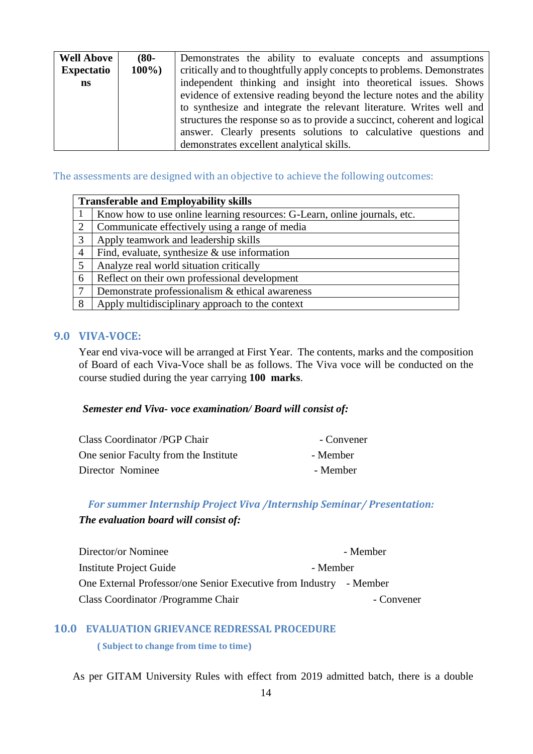| **Well Above Expectations** | **(80-100%)** | Demonstrates the ability to evaluate concepts and assumptions critically and to thoughtfully apply concepts to problems. Demonstrates independent thinking and insight into theoretical issues. Shows evidence of extensive reading beyond the lecture notes and the ability to synthesize and integrate the relevant literature. Writes well and structures the response so as to provide a succinct, coherent and logical answer. Clearly presents solutions to calculative questions and demonstrates excellent analytical skills. |
|---|---|---|

The assessments are designed with an objective to achieve the following outcomes:

| **Transferable and Employability skills** | |
|---|---|
| 1 | Know how to use online learning resources: G-Learn, online journals, etc. |
| 2 | Communicate effectively using a range of media |
| 3 | Apply teamwork and leadership skills |
| 4 | Find, evaluate, synthesize & use information |
| 5 | Analyze real world situation critically |
| 6 | Reflect on their own professional development |
| 7 | Demonstrate professionalism & ethical awareness |
| 8 | Apply multidisciplinary approach to the context |

## 9.0 VIVA-VOCE:

Year end viva-voce will be arranged at First Year. The contents, marks and the composition of Board of each Viva-Voce shall be as follows. The Viva voce will be conducted on the course studied during the year carrying **100 marks**.

***Semester end Viva- voce examination/ Board will consist of:***

Class Coordinator /PGP Chair - Convener
One senior Faculty from the Institute - Member
Director Nominee - Member

***For summer Internship Project Viva /Internship Seminar/ Presentation:***
***The evaluation board will consist of:***

Director/or Nominee - Member
Institute Project Guide - Member
One External Professor/one Senior Executive from Industry - Member
Class Coordinator /Programme Chair - Convener

## 10.0 EVALUATION GRIEVANCE REDRESSAL PROCEDURE

**( Subject to change from time to time)**

As per GITAM University Rules with effect from 2019 admitted batch, there is a double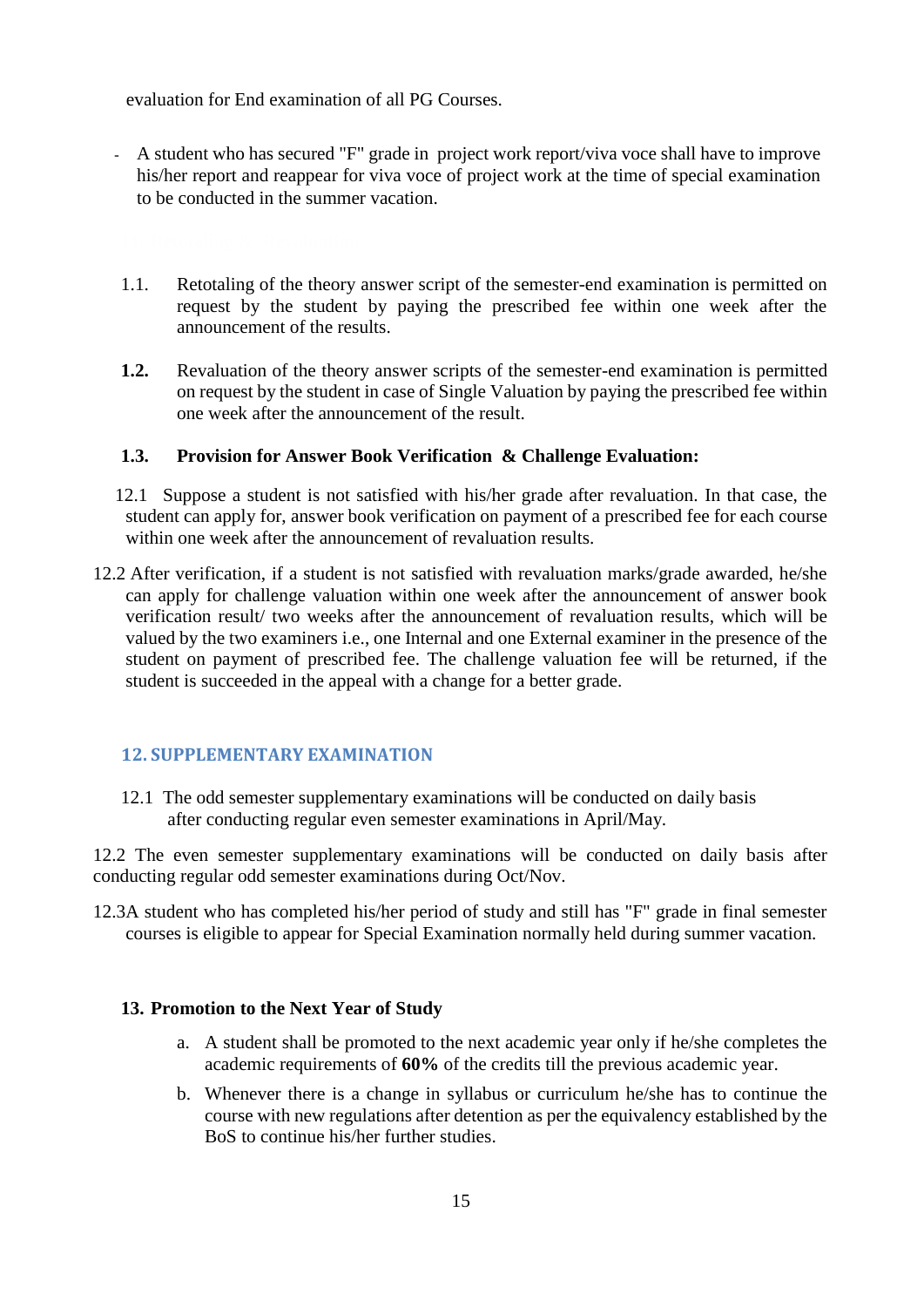evaluation for End examination of all PG Courses.

- A student who has secured "F" grade in project work report/viva voce shall have to improve his/her report and reappear for viva voce of project work at the time of special examination to be conducted in the summer vacation.

1.1. Retotaling of the theory answer script of the semester-end examination is permitted on request by the student by paying the prescribed fee within one week after the announcement of the results.

**1.2.** Revaluation of the theory answer scripts of the semester-end examination is permitted on request by the student in case of Single Valuation by paying the prescribed fee within one week after the announcement of the result.

**1.3. Provision for Answer Book Verification & Challenge Evaluation:**

12.1 Suppose a student is not satisfied with his/her grade after revaluation. In that case, the student can apply for, answer book verification on payment of a prescribed fee for each course within one week after the announcement of revaluation results.

12.2 After verification, if a student is not satisfied with revaluation marks/grade awarded, he/she can apply for challenge valuation within one week after the announcement of answer book verification result/ two weeks after the announcement of revaluation results, which will be valued by the two examiners i.e., one Internal and one External examiner in the presence of the student on payment of prescribed fee. The challenge valuation fee will be returned, if the student is succeeded in the appeal with a change for a better grade.

## 12. SUPPLEMENTARY EXAMINATION

12.1 The odd semester supplementary examinations will be conducted on daily basis after conducting regular even semester examinations in April/May.

12.2 The even semester supplementary examinations will be conducted on daily basis after conducting regular odd semester examinations during Oct/Nov.

12.3A student who has completed his/her period of study and still has "F" grade in final semester courses is eligible to appear for Special Examination normally held during summer vacation.

### 13. Promotion to the Next Year of Study

a. A student shall be promoted to the next academic year only if he/she completes the academic requirements of **60%** of the credits till the previous academic year.

b. Whenever there is a change in syllabus or curriculum he/she has to continue the course with new regulations after detention as per the equivalency established by the BoS to continue his/her further studies.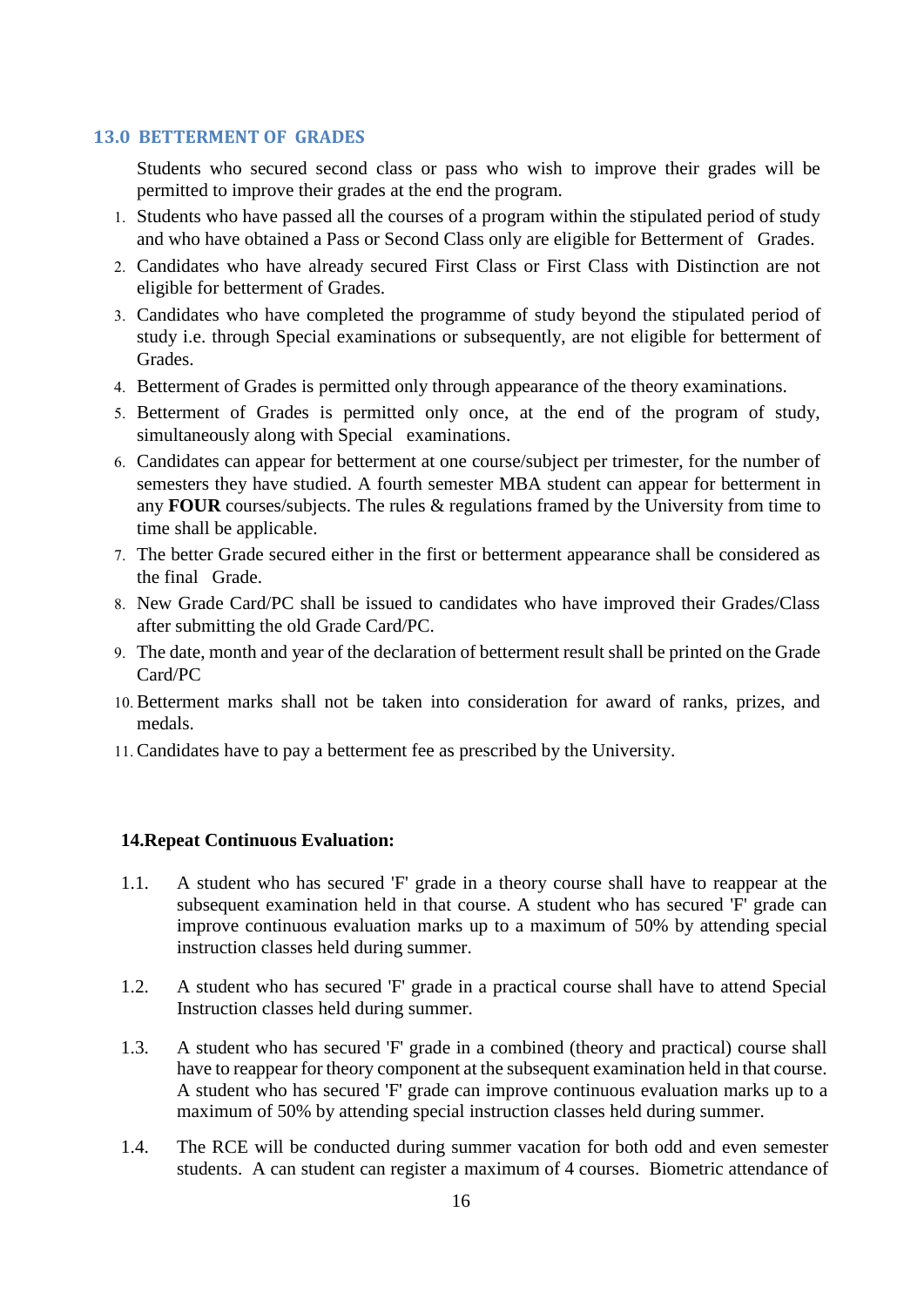## 13.0 BETTERMENT OF GRADES

Students who secured second class or pass who wish to improve their grades will be permitted to improve their grades at the end the program.

1. Students who have passed all the courses of a program within the stipulated period of study and who have obtained a Pass or Second Class only are eligible for Betterment of Grades.
2. Candidates who have already secured First Class or First Class with Distinction are not eligible for betterment of Grades.
3. Candidates who have completed the programme of study beyond the stipulated period of study i.e. through Special examinations or subsequently, are not eligible for betterment of Grades.
4. Betterment of Grades is permitted only through appearance of the theory examinations.
5. Betterment of Grades is permitted only once, at the end of the program of study, simultaneously along with Special examinations.
6. Candidates can appear for betterment at one course/subject per trimester, for the number of semesters they have studied. A fourth semester MBA student can appear for betterment in any **FOUR** courses/subjects. The rules & regulations framed by the University from time to time shall be applicable.
7. The better Grade secured either in the first or betterment appearance shall be considered as the final Grade.
8. New Grade Card/PC shall be issued to candidates who have improved their Grades/Class after submitting the old Grade Card/PC.
9. The date, month and year of the declaration of betterment result shall be printed on the Grade Card/PC
10. Betterment marks shall not be taken into consideration for award of ranks, prizes, and medals.
11. Candidates have to pay a betterment fee as prescribed by the University.

**14.Repeat Continuous Evaluation:**

1.1. A student who has secured 'F' grade in a theory course shall have to reappear at the subsequent examination held in that course. A student who has secured 'F' grade can improve continuous evaluation marks up to a maximum of 50% by attending special instruction classes held during summer.

1.2. A student who has secured 'F' grade in a practical course shall have to attend Special Instruction classes held during summer.

1.3. A student who has secured 'F' grade in a combined (theory and practical) course shall have to reappear for theory component at the subsequent examination held in that course. A student who has secured 'F' grade can improve continuous evaluation marks up to a maximum of 50% by attending special instruction classes held during summer.

1.4. The RCE will be conducted during summer vacation for both odd and even semester students. A can student can register a maximum of 4 courses. Biometric attendance of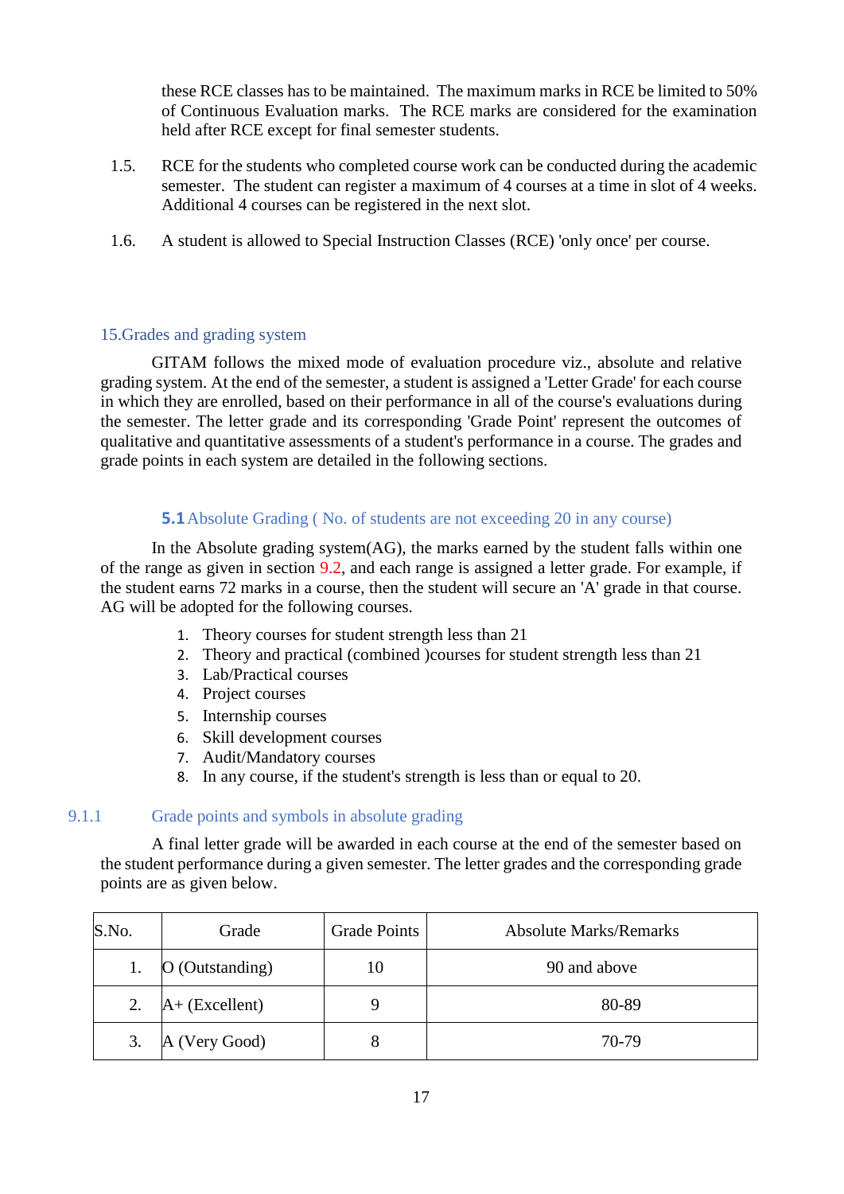these RCE classes has to be maintained. The maximum marks in RCE be limited to 50% of Continuous Evaluation marks. The RCE marks are considered for the examination held after RCE except for final semester students.

1.5. RCE for the students who completed course work can be conducted during the academic semester. The student can register a maximum of 4 courses at a time in slot of 4 weeks. Additional 4 courses can be registered in the next slot.

1.6. A student is allowed to Special Instruction Classes (RCE) 'only once' per course.

## 15.Grades and grading system

GITAM follows the mixed mode of evaluation procedure viz., absolute and relative grading system. At the end of the semester, a student is assigned a 'Letter Grade' for each course in which they are enrolled, based on their performance in all of the course's evaluations during the semester. The letter grade and its corresponding 'Grade Point' represent the outcomes of qualitative and quantitative assessments of a student's performance in a course. The grades and grade points in each system are detailed in the following sections.

### 5.1 Absolute Grading ( No. of students are not exceeding 20 in any course)

In the Absolute grading system(AG), the marks earned by the student falls within one of the range as given in section 9.2, and each range is assigned a letter grade. For example, if the student earns 72 marks in a course, then the student will secure an 'A' grade in that course. AG will be adopted for the following courses.

1. Theory courses for student strength less than 21
2. Theory and practical (combined )courses for student strength less than 21
3. Lab/Practical courses
4. Project courses
5. Internship courses
6. Skill development courses
7. Audit/Mandatory courses
8. In any course, if the student's strength is less than or equal to 20.

#### 9.1.1 Grade points and symbols in absolute grading

A final letter grade will be awarded in each course at the end of the semester based on the student performance during a given semester. The letter grades and the corresponding grade points are as given below.

| S.No. | Grade | Grade Points | Absolute Marks/Remarks |
|---|---|---|---|
| 1. | O (Outstanding) | 10 | 90 and above |
| 2. | A+ (Excellent) | 9 | 80-89 |
| 3. | A (Very Good) | 8 | 70-79 |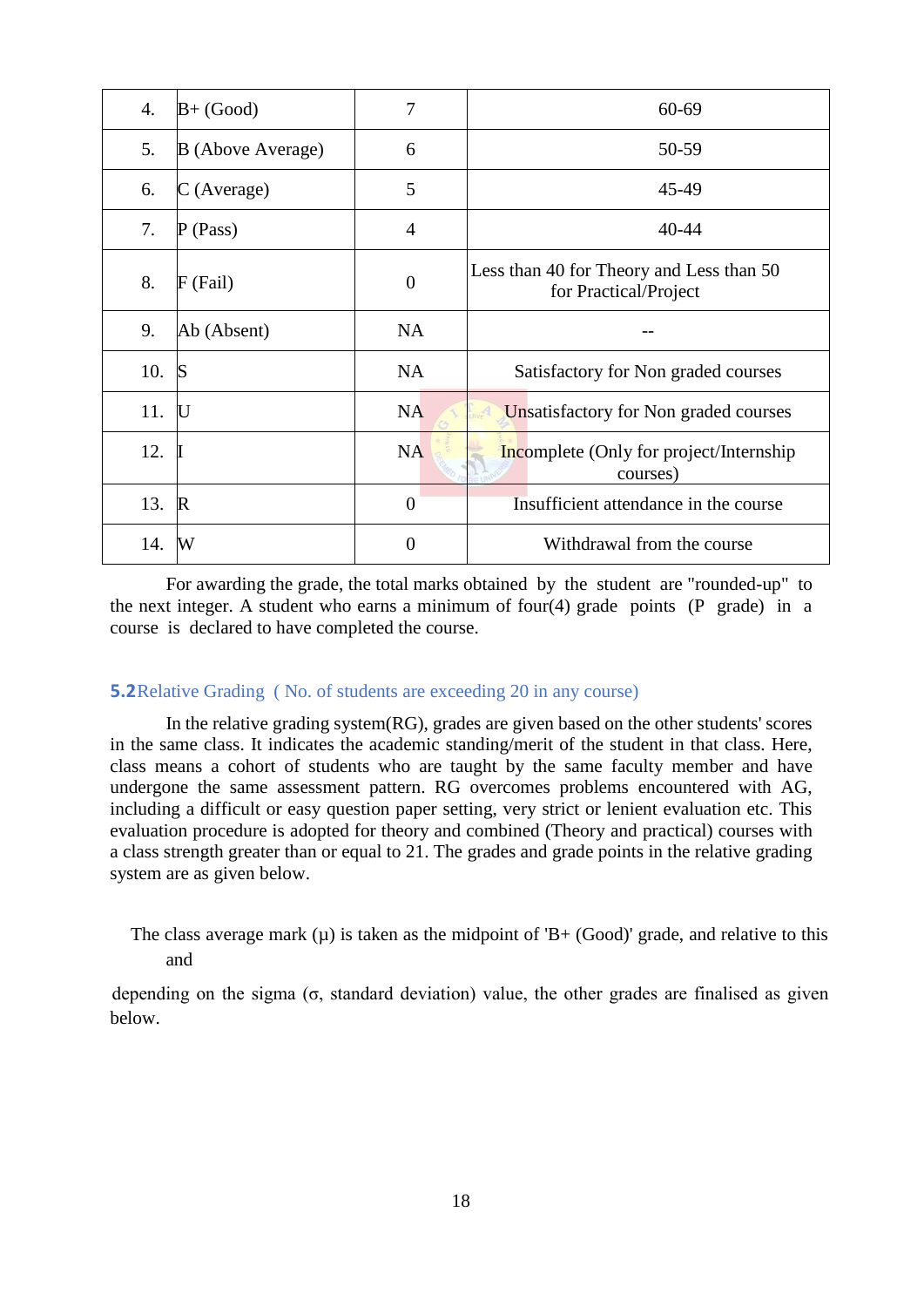| 4. | B+ (Good) | 7 | 60-69 |
|---|---|---|---|
| 5. | B (Above Average) | 6 | 50-59 |
| 6. | C (Average) | 5 | 45-49 |
| 7. | P (Pass) | 4 | 40-44 |
| 8. | F (Fail) | 0 | Less than 40 for Theory and Less than 50 for Practical/Project |
| 9. | Ab (Absent) | NA | -- |
| 10. | S | NA | Satisfactory for Non graded courses |
| 11. | U | NA | Unsatisfactory for Non graded courses |
| 12. | I | NA | Incomplete (Only for project/Internship courses) |
| 13. | R | 0 | Insufficient attendance in the course |
| 14. | W | 0 | Withdrawal from the course |

For awarding the grade, the total marks obtained by the student are "rounded-up" to the next integer. A student who earns a minimum of four(4) grade points (P grade) in a course is declared to have completed the course.

### 5.2 Relative Grading ( No. of students are exceeding 20 in any course)

In the relative grading system(RG), grades are given based on the other students' scores in the same class. It indicates the academic standing/merit of the student in that class. Here, class means a cohort of students who are taught by the same faculty member and have undergone the same assessment pattern. RG overcomes problems encountered with AG, including a difficult or easy question paper setting, very strict or lenient evaluation etc. This evaluation procedure is adopted for theory and combined (Theory and practical) courses with a class strength greater than or equal to 21. The grades and grade points in the relative grading system are as given below.

The class average mark (μ) is taken as the midpoint of 'B+ (Good)' grade, and relative to this and

depending on the sigma (σ, standard deviation) value, the other grades are finalised as given below.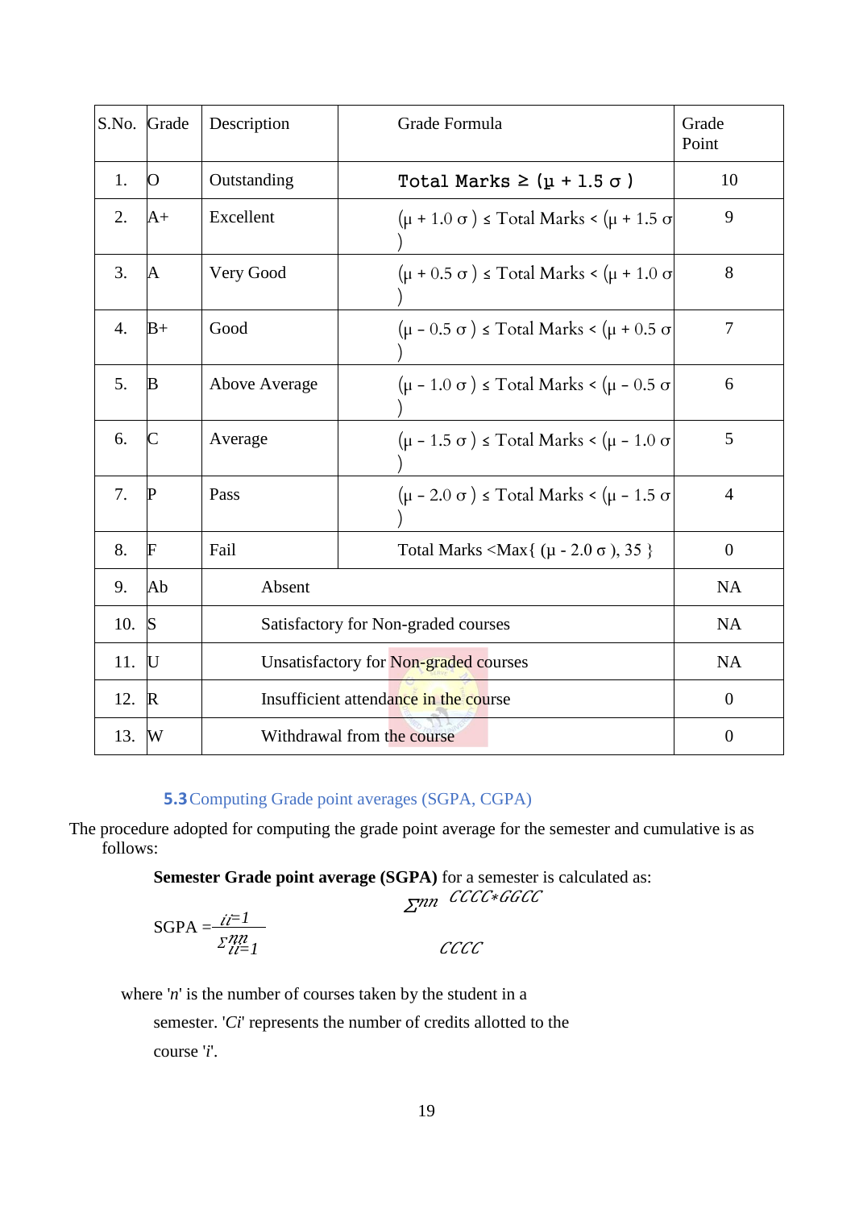| S.No. | Grade | Description | Grade Formula | Grade Point |
|---|---|---|---|---|
| 1. | O | Outstanding | Total Marks ≥ (μ + 1.5 σ ) | 10 |
| 2. | A+ | Excellent | (μ + 1.0 σ ) ≤ Total Marks < (μ + 1.5 σ ) | 9 |
| 3. | A | Very Good | (μ + 0.5 σ ) ≤ Total Marks < (μ + 1.0 σ ) | 8 |
| 4. | B+ | Good | (μ - 0.5 σ ) ≤ Total Marks < (μ + 0.5 σ ) | 7 |
| 5. | B | Above Average | (μ - 1.0 σ ) ≤ Total Marks < (μ - 0.5 σ ) | 6 |
| 6. | C | Average | (μ - 1.5 σ ) ≤ Total Marks < (μ - 1.0 σ ) | 5 |
| 7. | P | Pass | (μ - 2.0 σ ) ≤ Total Marks < (μ - 1.5 σ ) | 4 |
| 8. | F | Fail | Total Marks <Max{ (μ - 2.0 σ ), 35 } | 0 |
| 9. | Ab | Absent | | NA |
| 10. | S | Satisfactory for Non-graded courses | | NA |
| 11. | U | Unsatisfactory for Non-graded courses | | NA |
| 12. | R | Insufficient attendance in the course | | 0 |
| 13. | W | Withdrawal from the course | | 0 |

### 5.3 Computing Grade point averages (SGPA, CGPA)

The procedure adopted for computing the grade point average for the semester and cumulative is as follows:

**Semester Grade point average (SGPA)** for a semester is calculated as:

$$SGPA = \frac{\sum_{i=1}^{n} C_i * G_i}{\sum_{i=1}^{n} C_i}$$

where '*n*' is the number of courses taken by the student in a semester. '*Ci*' represents the number of credits allotted to the course '*i*'.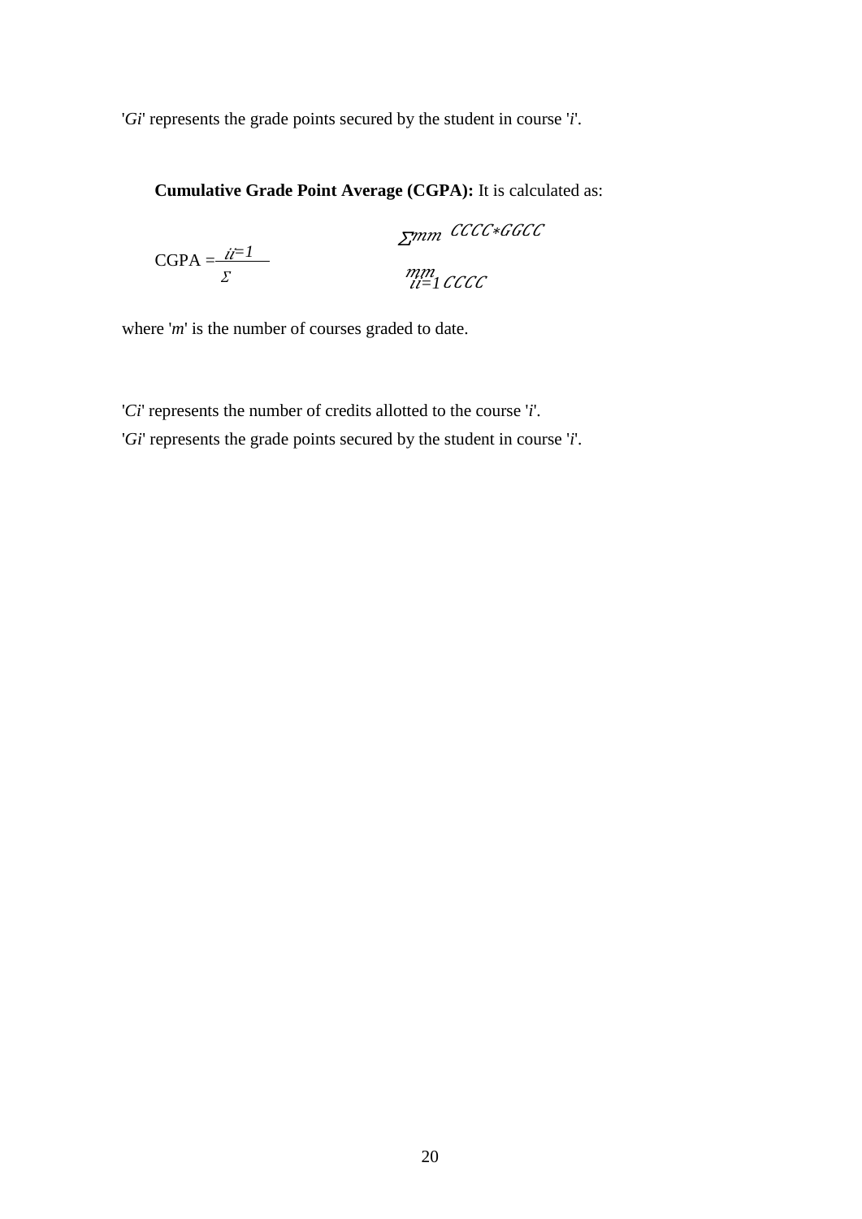'$G_i$' represents the grade points secured by the student in course '$i$'.

**Cumulative Grade Point Average (CGPA):** It is calculated as:

$$\text{CGPA} = \frac{\sum_{i=1}^{m} C_i * G_i}{\sum_{i=1}^{m} C_i}$$

where '$m$' is the number of courses graded to date.

'$C_i$' represents the number of credits allotted to the course '$i$'.

'$G_i$' represents the grade points secured by the student in course '$i$'.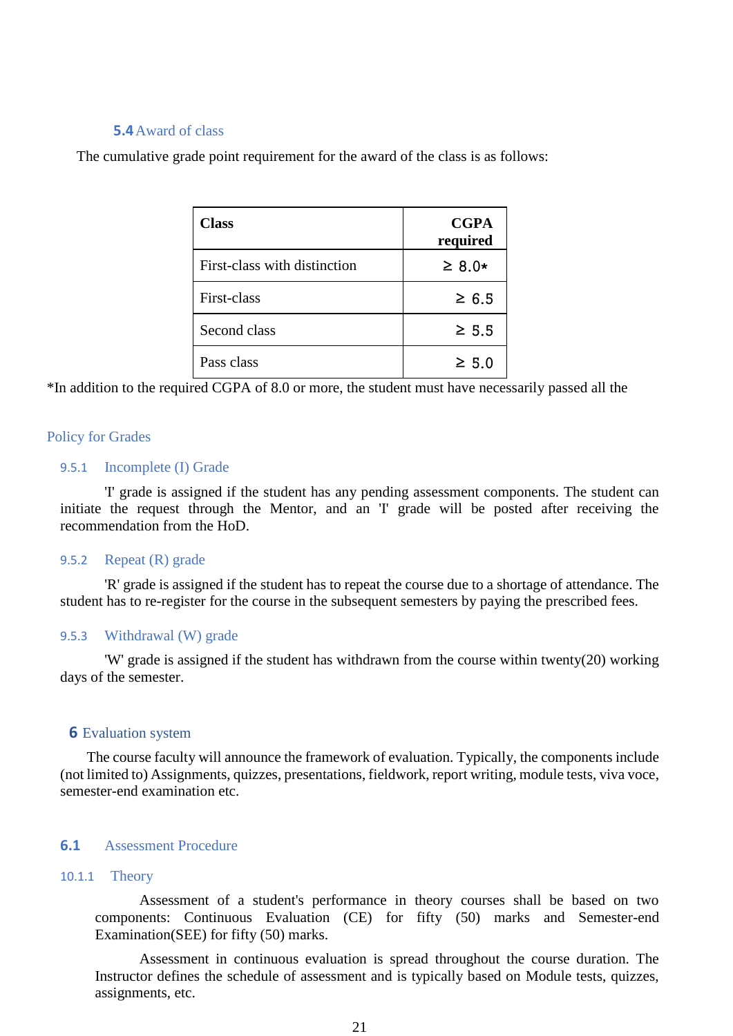### 5.4 Award of class

The cumulative grade point requirement for the award of the class is as follows:

| Class | CGPA required |
|---|---|
| First-class with distinction | ≥ 8.0* |
| First-class | ≥ 6.5 |
| Second class | ≥ 5.5 |
| Pass class | ≥ 5.0 |

*In addition to the required CGPA of 8.0 or more, the student must have necessarily passed all the

## Policy for Grades

#### 9.5.1 Incomplete (I) Grade

'I' grade is assigned if the student has any pending assessment components. The student can initiate the request through the Mentor, and an 'I' grade will be posted after receiving the recommendation from the HoD.

#### 9.5.2 Repeat (R) grade

'R' grade is assigned if the student has to repeat the course due to a shortage of attendance. The student has to re-register for the course in the subsequent semesters by paying the prescribed fees.

#### 9.5.3 Withdrawal (W) grade

'W' grade is assigned if the student has withdrawn from the course within twenty(20) working days of the semester.

## 6 Evaluation system

The course faculty will announce the framework of evaluation. Typically, the components include (not limited to) Assignments, quizzes, presentations, fieldwork, report writing, module tests, viva voce, semester-end examination etc.

### 6.1 Assessment Procedure

#### 10.1.1 Theory

Assessment of a student's performance in theory courses shall be based on two components: Continuous Evaluation (CE) for fifty (50) marks and Semester-end Examination(SEE) for fifty (50) marks.

Assessment in continuous evaluation is spread throughout the course duration. The Instructor defines the schedule of assessment and is typically based on Module tests, quizzes, assignments, etc.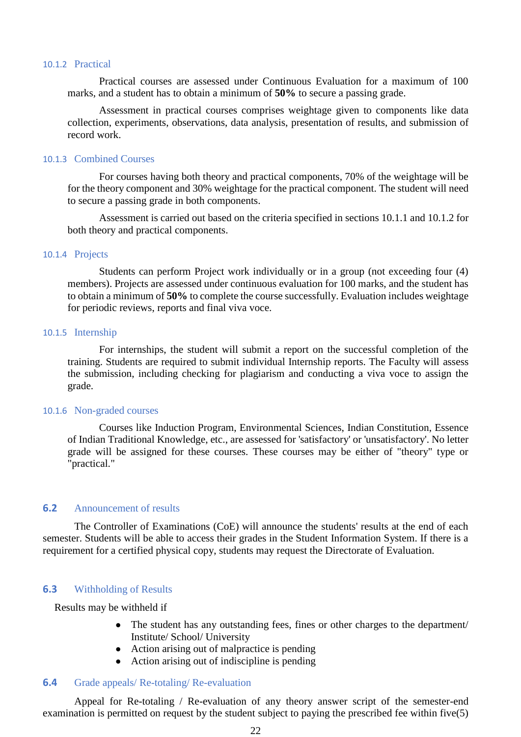#### 10.1.2 Practical

Practical courses are assessed under Continuous Evaluation for a maximum of 100 marks, and a student has to obtain a minimum of **50%** to secure a passing grade.

Assessment in practical courses comprises weightage given to components like data collection, experiments, observations, data analysis, presentation of results, and submission of record work.

#### 10.1.3 Combined Courses

For courses having both theory and practical components, 70% of the weightage will be for the theory component and 30% weightage for the practical component. The student will need to secure a passing grade in both components.

Assessment is carried out based on the criteria specified in sections 10.1.1 and 10.1.2 for both theory and practical components.

#### 10.1.4 Projects

Students can perform Project work individually or in a group (not exceeding four (4) members). Projects are assessed under continuous evaluation for 100 marks, and the student has to obtain a minimum of **50%** to complete the course successfully. Evaluation includes weightage for periodic reviews, reports and final viva voce.

#### 10.1.5 Internship

For internships, the student will submit a report on the successful completion of the training. Students are required to submit individual Internship reports. The Faculty will assess the submission, including checking for plagiarism and conducting a viva voce to assign the grade.

#### 10.1.6 Non-graded courses

Courses like Induction Program, Environmental Sciences, Indian Constitution, Essence of Indian Traditional Knowledge, etc., are assessed for 'satisfactory' or 'unsatisfactory'. No letter grade will be assigned for these courses. These courses may be either of "theory" type or "practical."

### 6.2 Announcement of results

The Controller of Examinations (CoE) will announce the students' results at the end of each semester. Students will be able to access their grades in the Student Information System. If there is a requirement for a certified physical copy, students may request the Directorate of Evaluation.

### 6.3 Withholding of Results

Results may be withheld if

- The student has any outstanding fees, fines or other charges to the department/ Institute/ School/ University
- Action arising out of malpractice is pending
- Action arising out of indiscipline is pending

### 6.4 Grade appeals/ Re-totaling/ Re-evaluation

Appeal for Re-totaling / Re-evaluation of any theory answer script of the semester-end examination is permitted on request by the student subject to paying the prescribed fee within five(5)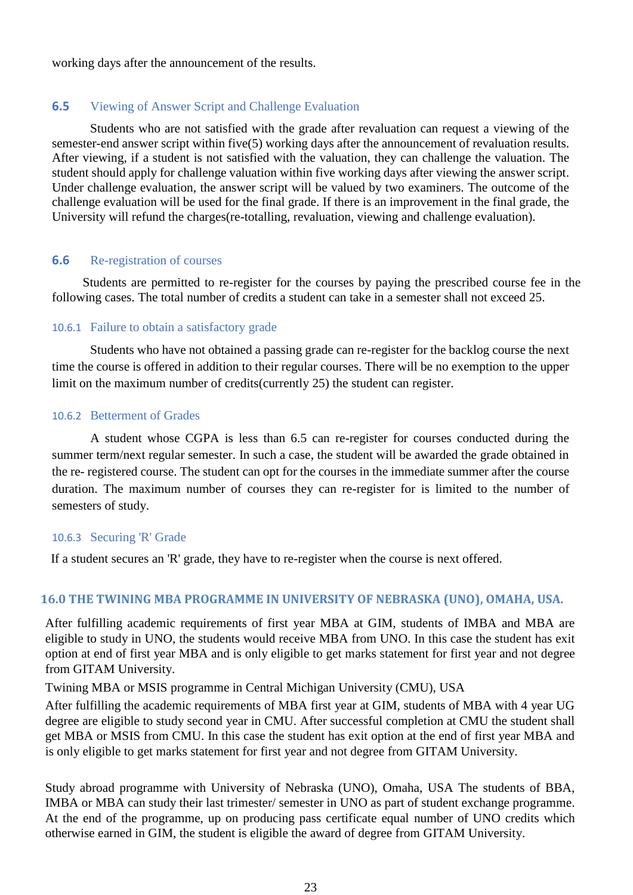working days after the announcement of the results.

## 6.5 Viewing of Answer Script and Challenge Evaluation

Students who are not satisfied with the grade after revaluation can request a viewing of the semester-end answer script within five(5) working days after the announcement of revaluation results. After viewing, if a student is not satisfied with the valuation, they can challenge the valuation. The student should apply for challenge valuation within five working days after viewing the answer script. Under challenge evaluation, the answer script will be valued by two examiners. The outcome of the challenge evaluation will be used for the final grade. If there is an improvement in the final grade, the University will refund the charges(re-totalling, revaluation, viewing and challenge evaluation).

## 6.6 Re-registration of courses

Students are permitted to re-register for the courses by paying the prescribed course fee in the following cases. The total number of credits a student can take in a semester shall not exceed 25.

### 10.6.1 Failure to obtain a satisfactory grade

Students who have not obtained a passing grade can re-register for the backlog course the next time the course is offered in addition to their regular courses. There will be no exemption to the upper limit on the maximum number of credits(currently 25) the student can register.

### 10.6.2 Betterment of Grades

A student whose CGPA is less than 6.5 can re-register for courses conducted during the summer term/next regular semester. In such a case, the student will be awarded the grade obtained in the re- registered course. The student can opt for the courses in the immediate summer after the course duration. The maximum number of courses they can re-register for is limited to the number of semesters of study.

### 10.6.3 Securing 'R' Grade

If a student secures an 'R' grade, they have to re-register when the course is next offered.

## 16.0 THE TWINING MBA PROGRAMME IN UNIVERSITY OF NEBRASKA (UNO), OMAHA, USA.

After fulfilling academic requirements of first year MBA at GIM, students of IMBA and MBA are eligible to study in UNO, the students would receive MBA from UNO. In this case the student has exit option at end of first year MBA and is only eligible to get marks statement for first year and not degree from GITAM University.

Twining MBA or MSIS programme in Central Michigan University (CMU), USA

After fulfilling the academic requirements of MBA first year at GIM, students of MBA with 4 year UG degree are eligible to study second year in CMU. After successful completion at CMU the student shall get MBA or MSIS from CMU. In this case the student has exit option at the end of first year MBA and is only eligible to get marks statement for first year and not degree from GITAM University.

Study abroad programme with University of Nebraska (UNO), Omaha, USA The students of BBA, IMBA or MBA can study their last trimester/ semester in UNO as part of student exchange programme. At the end of the programme, up on producing pass certificate equal number of UNO credits which otherwise earned in GIM, the student is eligible the award of degree from GITAM University.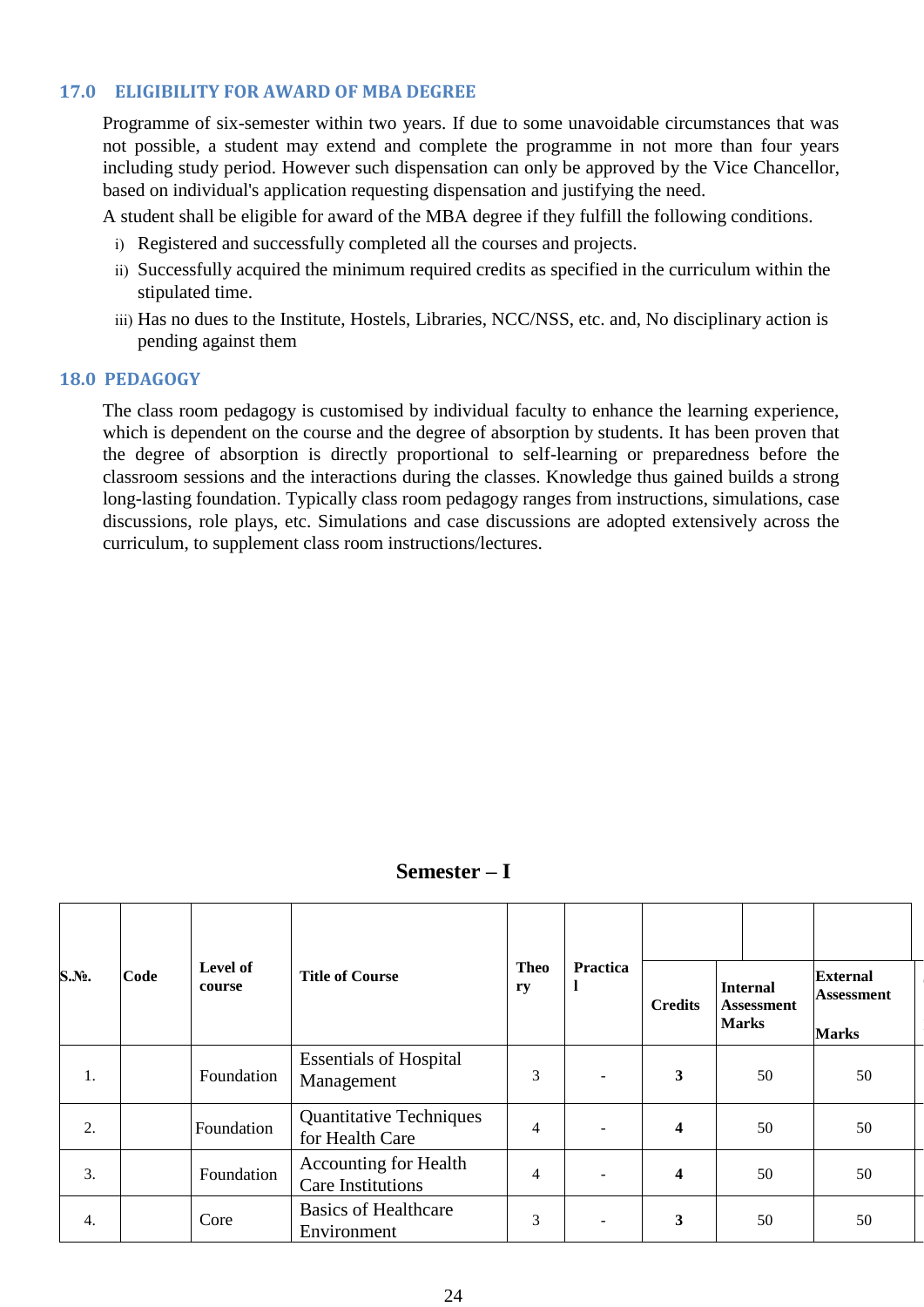## 17.0 ELIGIBILITY FOR AWARD OF MBA DEGREE

Programme of six-semester within two years. If due to some unavoidable circumstances that was not possible, a student may extend and complete the programme in not more than four years including study period. However such dispensation can only be approved by the Vice Chancellor, based on individual's application requesting dispensation and justifying the need.

A student shall be eligible for award of the MBA degree if they fulfill the following conditions.

i) Registered and successfully completed all the courses and projects.
ii) Successfully acquired the minimum required credits as specified in the curriculum within the stipulated time.
iii) Has no dues to the Institute, Hostels, Libraries, NCC/NSS, etc. and, No disciplinary action is pending against them

## 18.0 PEDAGOGY

The class room pedagogy is customised by individual faculty to enhance the learning experience, which is dependent on the course and the degree of absorption by students. It has been proven that the degree of absorption is directly proportional to self-learning or preparedness before the classroom sessions and the interactions during the classes. Knowledge thus gained builds a strong long-lasting foundation. Typically class room pedagogy ranges from instructions, simulations, case discussions, role plays, etc. Simulations and case discussions are adopted extensively across the curriculum, to supplement class room instructions/lectures.

### Semester – I

| S.№. | Code | Level of course | Title of Course | Theory | Practical | Credits | Internal Assessment Marks | External Assessment Marks |
|---|---|---|---|---|---|---|---|---|
| 1. | | Foundation | Essentials of Hospital Management | 3 | - | **3** | 50 | 50 |
| 2. | | Foundation | Quantitative Techniques for Health Care | 4 | - | **4** | 50 | 50 |
| 3. | | Foundation | Accounting for Health Care Institutions | 4 | - | **4** | 50 | 50 |
| 4. | | Core | Basics of Healthcare Environment | 3 | - | **3** | 50 | 50 |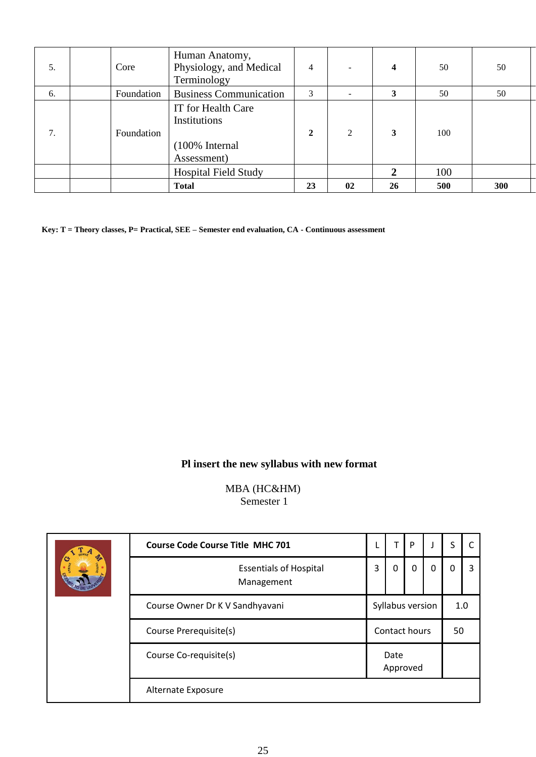| 5. | | Core | Human Anatomy, Physiology, and Medical Terminology | 4 | - | **4** | 50 | 50 |
|---|---|---|---|---|---|---|---|---|
| 6. | | Foundation | Business Communication | 3 | - | **3** | 50 | 50 |
| 7. | | Foundation | IT for Health Care Institutions<br><br>(100% Internal Assessment) | **2** | 2 | **3** | 100 | |
| | | | Hospital Field Study | | | **2** | 100 | |
| | | | **Total** | **23** | **02** | **26** | **500** | **300** |

**Key: T = Theory classes, P= Practical, SEE – Semester end evaluation, CA - Continuous assessment**

**Pl insert the new syllabus with new format**

MBA (HC&HM)
Semester 1

| | **Course Code Course Title MHC 701** | L | T | P | J | S | C |
|---|---|---|---|---|---|---|---|
| | Essentials of Hospital Management | 3 | 0 | 0 | 0 | 0 | 3 |
| | Course Owner Dr K V Sandhyavani | Syllabus version | | | | 1.0 | |
| | Course Prerequisite(s) | Contact hours | | | | 50 | |
| | Course Co-requisite(s) | Date Approved | | | | | |
| | Alternate Exposure | | | | | | |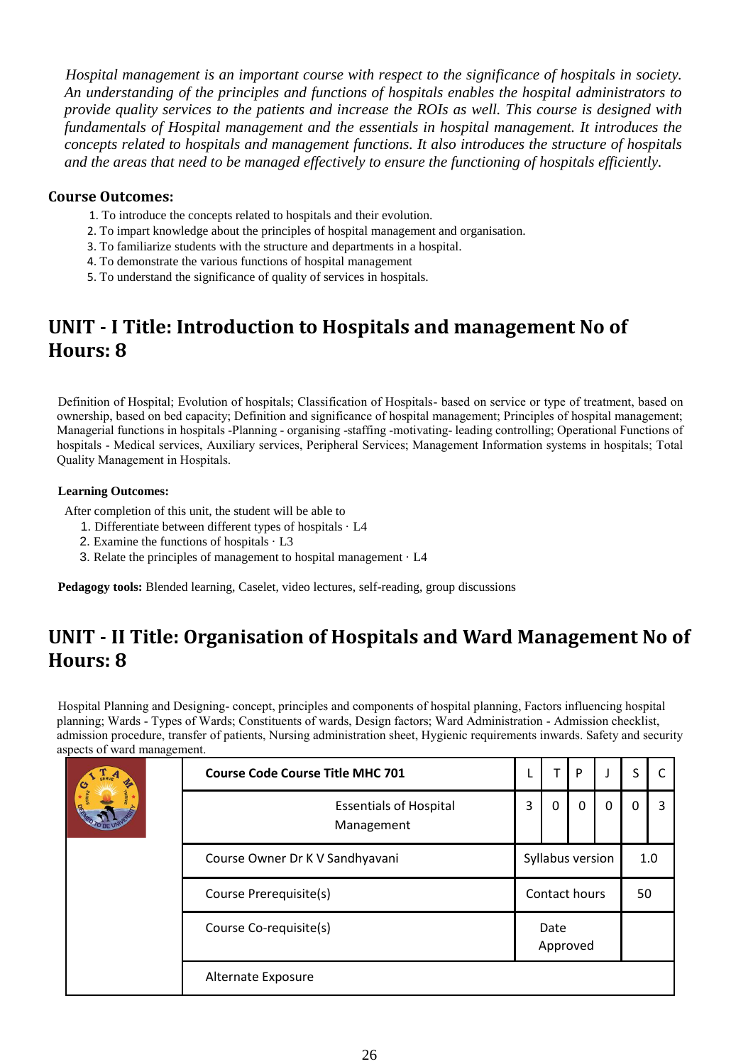*Hospital management is an important course with respect to the significance of hospitals in society. An understanding of the principles and functions of hospitals enables the hospital administrators to provide quality services to the patients and increase the ROIs as well. This course is designed with fundamentals of Hospital management and the essentials in hospital management. It introduces the concepts related to hospitals and management functions. It also introduces the structure of hospitals and the areas that need to be managed effectively to ensure the functioning of hospitals efficiently.*

**Course Outcomes:**

1. To introduce the concepts related to hospitals and their evolution.
2. To impart knowledge about the principles of hospital management and organisation.
3. To familiarize students with the structure and departments in a hospital.
4. To demonstrate the various functions of hospital management
5. To understand the significance of quality of services in hospitals.

## UNIT - I Title: Introduction to Hospitals and management No of Hours: 8

Definition of Hospital; Evolution of hospitals; Classification of Hospitals- based on service or type of treatment, based on ownership, based on bed capacity; Definition and significance of hospital management; Principles of hospital management; Managerial functions in hospitals -Planning - organising -staffing -motivating- leading controlling; Operational Functions of hospitals - Medical services, Auxiliary services, Peripheral Services; Management Information systems in hospitals; Total Quality Management in Hospitals.

**Learning Outcomes:**

After completion of this unit, the student will be able to

1. Differentiate between different types of hospitals · L4
2. Examine the functions of hospitals · L3
3. Relate the principles of management to hospital management · L4

**Pedagogy tools:** Blended learning, Caselet, video lectures, self-reading, group discussions

## UNIT - II Title: Organisation of Hospitals and Ward Management No of Hours: 8

Hospital Planning and Designing- concept, principles and components of hospital planning, Factors influencing hospital planning; Wards - Types of Wards; Constituents of wards, Design factors; Ward Administration - Admission checklist, admission procedure, transfer of patients, Nursing administration sheet, Hygienic requirements inwards. Safety and security aspects of ward management.

| | Course Code Course Title MHC 701 | L | T | P | J | S | C |
|---|---|---|---|---|---|---|---|
| | Essentials of Hospital Management | 3 | 0 | 0 | 0 | 0 | 3 |
| | Course Owner Dr K V Sandhyavani | Syllabus version | | | | 1.0 | |
| | Course Prerequisite(s) | Contact hours | | | | 50 | |
| | Course Co-requisite(s) | Date Approved | | | | | |
| | Alternate Exposure | | | | | | |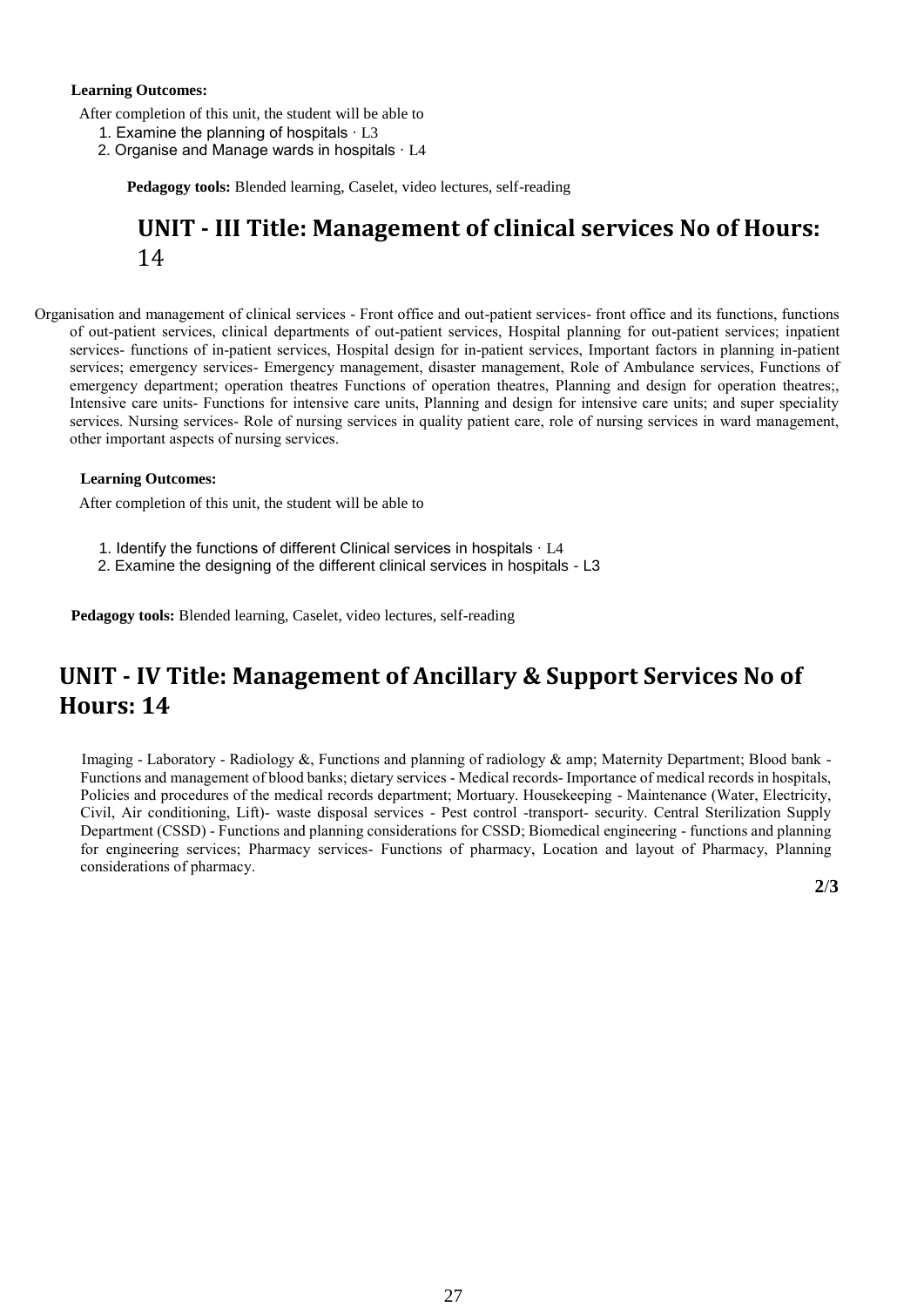**Learning Outcomes:**

After completion of this unit, the student will be able to

1. Examine the planning of hospitals · L3
2. Organise and Manage wards in hospitals · L4

**Pedagogy tools:** Blended learning, Caselet, video lectures, self-reading

## UNIT - III Title: Management of clinical services No of Hours: 14

Organisation and management of clinical services - Front office and out-patient services- front office and its functions, functions of out-patient services, clinical departments of out-patient services, Hospital planning for out-patient services; inpatient services- functions of in-patient services, Hospital design for in-patient services, Important factors in planning in-patient services; emergency services- Emergency management, disaster management, Role of Ambulance services, Functions of emergency department; operation theatres Functions of operation theatres, Planning and design for operation theatres;, Intensive care units- Functions for intensive care units, Planning and design for intensive care units; and super speciality services. Nursing services- Role of nursing services in quality patient care, role of nursing services in ward management, other important aspects of nursing services.

**Learning Outcomes:**

After completion of this unit, the student will be able to

1. Identify the functions of different Clinical services in hospitals · L4
2. Examine the designing of the different clinical services in hospitals - L3

**Pedagogy tools:** Blended learning, Caselet, video lectures, self-reading

## UNIT - IV Title: Management of Ancillary & Support Services No of Hours: 14

Imaging - Laboratory - Radiology &, Functions and planning of radiology & amp; Maternity Department; Blood bank - Functions and management of blood banks; dietary services - Medical records- Importance of medical records in hospitals, Policies and procedures of the medical records department; Mortuary. Housekeeping - Maintenance (Water, Electricity, Civil, Air conditioning, Lift)- waste disposal services - Pest control -transport- security. Central Sterilization Supply Department (CSSD) - Functions and planning considerations for CSSD; Biomedical engineering - functions and planning for engineering services; Pharmacy services- Functions of pharmacy, Location and layout of Pharmacy, Planning considerations of pharmacy.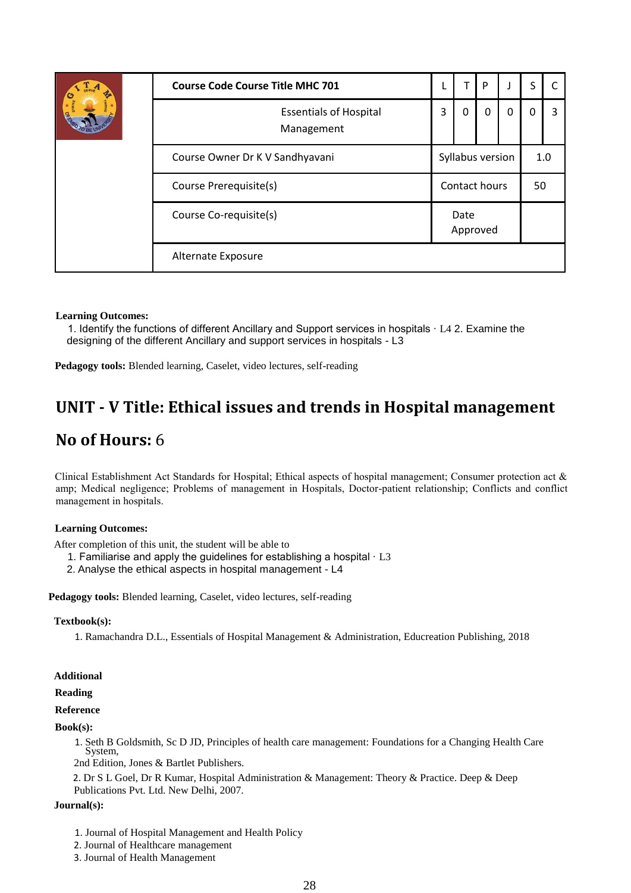| | Course Code Course Title MHC 701 | L | T | P | J | S | C |
|---|---|---|---|---|---|---|---|
| | Essentials of Hospital Management | 3 | 0 | 0 | 0 | 0 | 3 |
| | Course Owner Dr K V Sandhyavani | Syllabus version | | | | 1.0 | |
| | Course Prerequisite(s) | Contact hours | | | | 50 | |
| | Course Co-requisite(s) | Date Approved | | | | | |
| | Alternate Exposure | | | | | | |

**Learning Outcomes:**

1. Identify the functions of different Ancillary and Support services in hospitals · L4 2. Examine the designing of the different Ancillary and support services in hospitals - L3

**Pedagogy tools:** Blended learning, Caselet, video lectures, self-reading

## UNIT - V Title: Ethical issues and trends in Hospital management

## No of Hours: 6

Clinical Establishment Act Standards for Hospital; Ethical aspects of hospital management; Consumer protection act &amp; Medical negligence; Problems of management in Hospitals, Doctor-patient relationship; Conflicts and conflict management in hospitals.

**Learning Outcomes:**

After completion of this unit, the student will be able to

1. Familiarise and apply the guidelines for establishing a hospital · L3
2. Analyse the ethical aspects in hospital management - L4

**Pedagogy tools:** Blended learning, Caselet, video lectures, self-reading

**Textbook(s):**

1. Ramachandra D.L., Essentials of Hospital Management & Administration, Educreation Publishing, 2018

**Additional**

**Reading**

**Reference**

**Book(s):**

1. Seth B Goldsmith, Sc D JD, Principles of health care management: Foundations for a Changing Health Care System, 2nd Edition, Jones & Bartlet Publishers.
2. Dr S L Goel, Dr R Kumar, Hospital Administration & Management: Theory & Practice. Deep & Deep Publications Pvt. Ltd. New Delhi, 2007.

**Journal(s):**

1. Journal of Hospital Management and Health Policy
2. Journal of Healthcare management
3. Journal of Health Management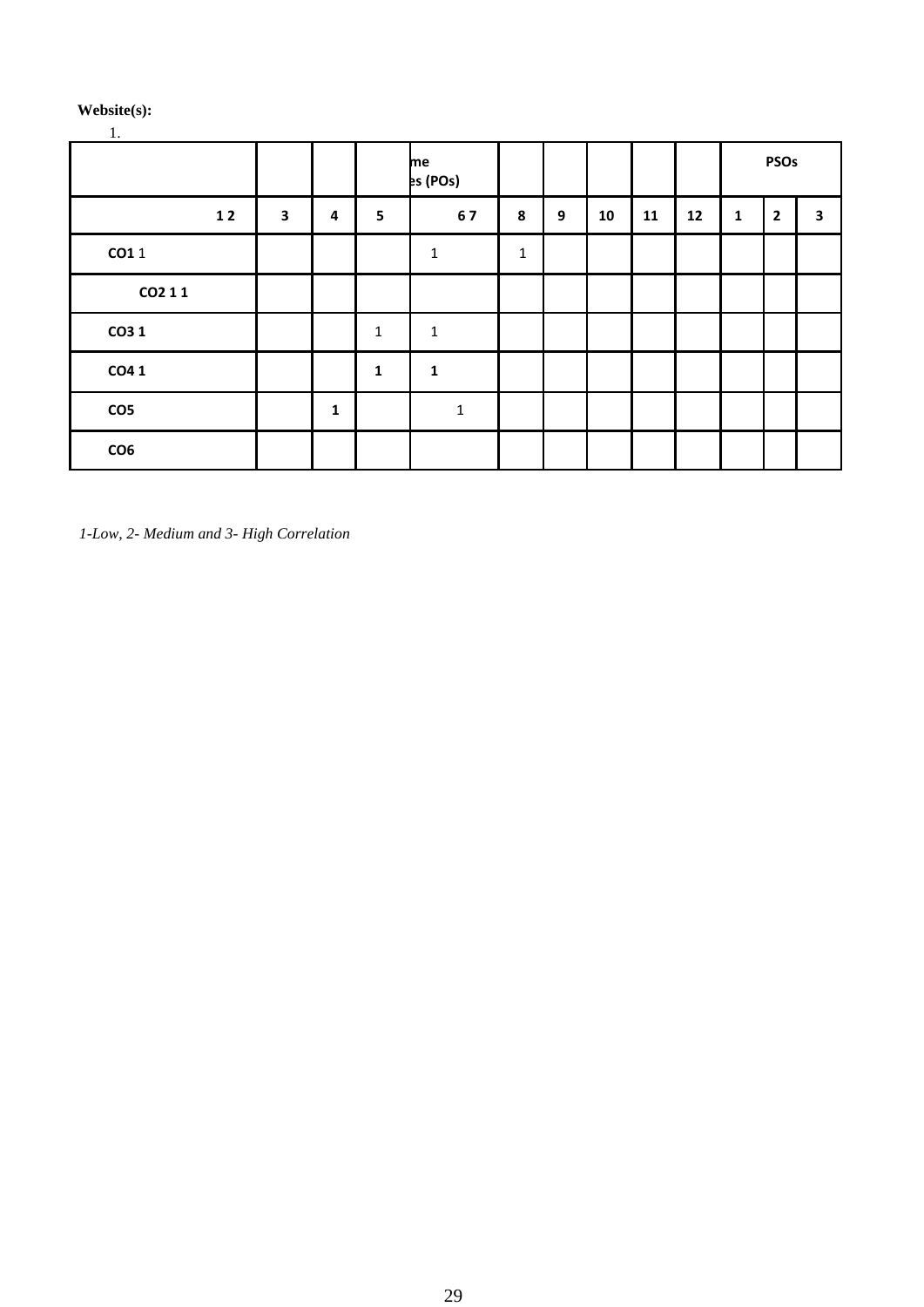**Website(s):**

1.

| | | | | me es (POs) | | | | | | PSOs | | |
|---|---|---|---|---|---|---|---|---|---|---|---|---|
| 1 2 | 3 | 4 | 5 | 6 7 | 8 | 9 | 10 | 11 | 12 | 1 | 2 | 3 |
| **CO1** 1 | | | | 1 | 1 | | | | | | | |
| **CO2 1 1** | | | | | | | | | | | | |
| **CO3 1** | | | 1 | 1 | | | | | | | | |
| **CO4 1** | | | **1** | **1** | | | | | | | | |
| **CO5** | | **1** | | 1 | | | | | | | | |
| **CO6** | | | | | | | | | | | | |

*1-Low, 2- Medium and 3- High Correlation*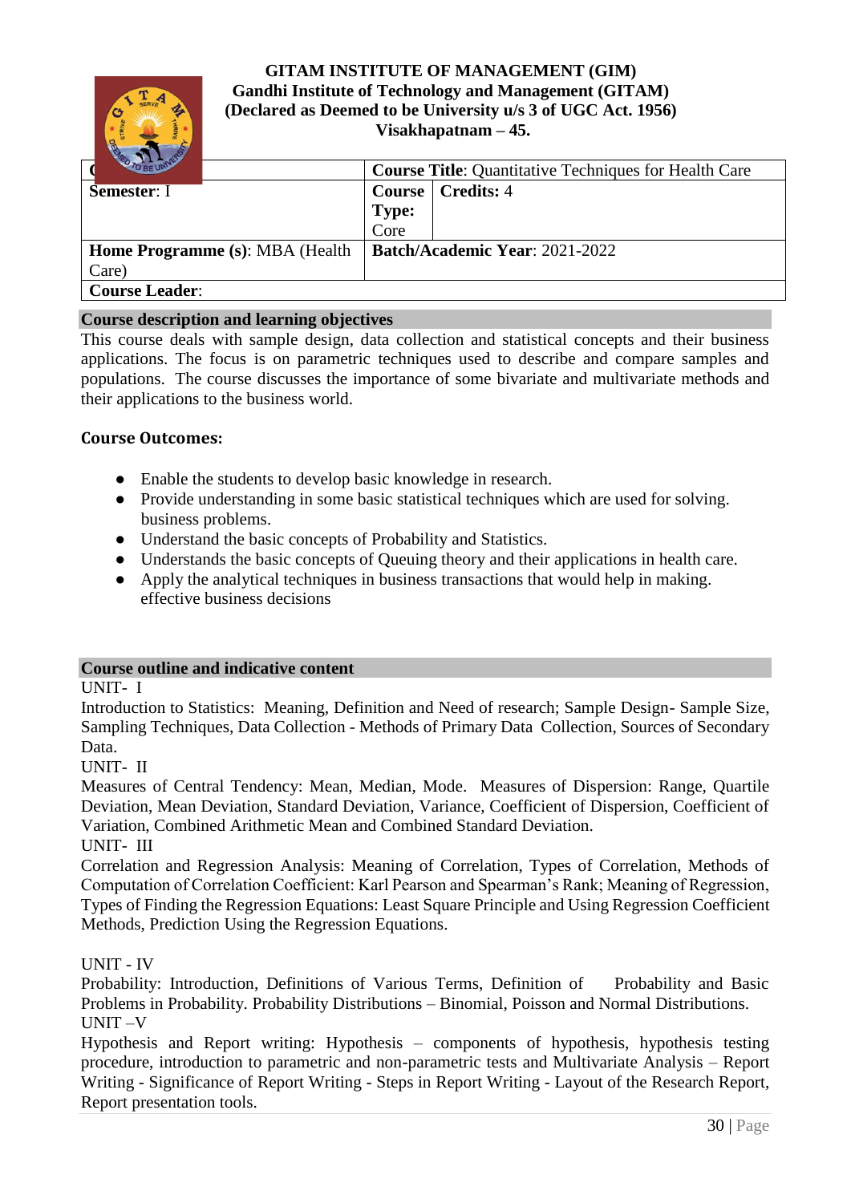**GITAM INSTITUTE OF MANAGEMENT (GIM)**
**Gandhi Institute of Technology and Management (GITAM)**
**(Declared as Deemed to be University u/s 3 of UGC Act. 1956)**
**Visakhapatnam – 45.**

| C | **Course Title**: Quantitative Techniques for Health Care | |
|---|---|---|
| **Semester**: I | **Course Type:** Core | **Credits:** 4 |
| **Home Programme (s)**: MBA (Health Care) | **Batch/Academic Year**: 2021-2022 | |
| **Course Leader**: | | |

**Course description and learning objectives**

This course deals with sample design, data collection and statistical concepts and their business applications. The focus is on parametric techniques used to describe and compare samples and populations. The course discusses the importance of some bivariate and multivariate methods and their applications to the business world.

**Course Outcomes:**

- Enable the students to develop basic knowledge in research.
- Provide understanding in some basic statistical techniques which are used for solving. business problems.
- Understand the basic concepts of Probability and Statistics.
- Understands the basic concepts of Queuing theory and their applications in health care.
- Apply the analytical techniques in business transactions that would help in making. effective business decisions

**Course outline and indicative content**

UNIT- I

Introduction to Statistics: Meaning, Definition and Need of research; Sample Design- Sample Size, Sampling Techniques, Data Collection - Methods of Primary Data Collection, Sources of Secondary Data.

UNIT- II

Measures of Central Tendency: Mean, Median, Mode. Measures of Dispersion: Range, Quartile Deviation, Mean Deviation, Standard Deviation, Variance, Coefficient of Dispersion, Coefficient of Variation, Combined Arithmetic Mean and Combined Standard Deviation.

UNIT- III

Correlation and Regression Analysis: Meaning of Correlation, Types of Correlation, Methods of Computation of Correlation Coefficient: Karl Pearson and Spearman's Rank; Meaning of Regression, Types of Finding the Regression Equations: Least Square Principle and Using Regression Coefficient Methods, Prediction Using the Regression Equations.

UNIT - IV

Probability: Introduction, Definitions of Various Terms, Definition of Probability and Basic Problems in Probability. Probability Distributions – Binomial, Poisson and Normal Distributions.

UNIT –V

Hypothesis and Report writing: Hypothesis – components of hypothesis, hypothesis testing procedure, introduction to parametric and non-parametric tests and Multivariate Analysis – Report Writing - Significance of Report Writing - Steps in Report Writing - Layout of the Research Report, Report presentation tools.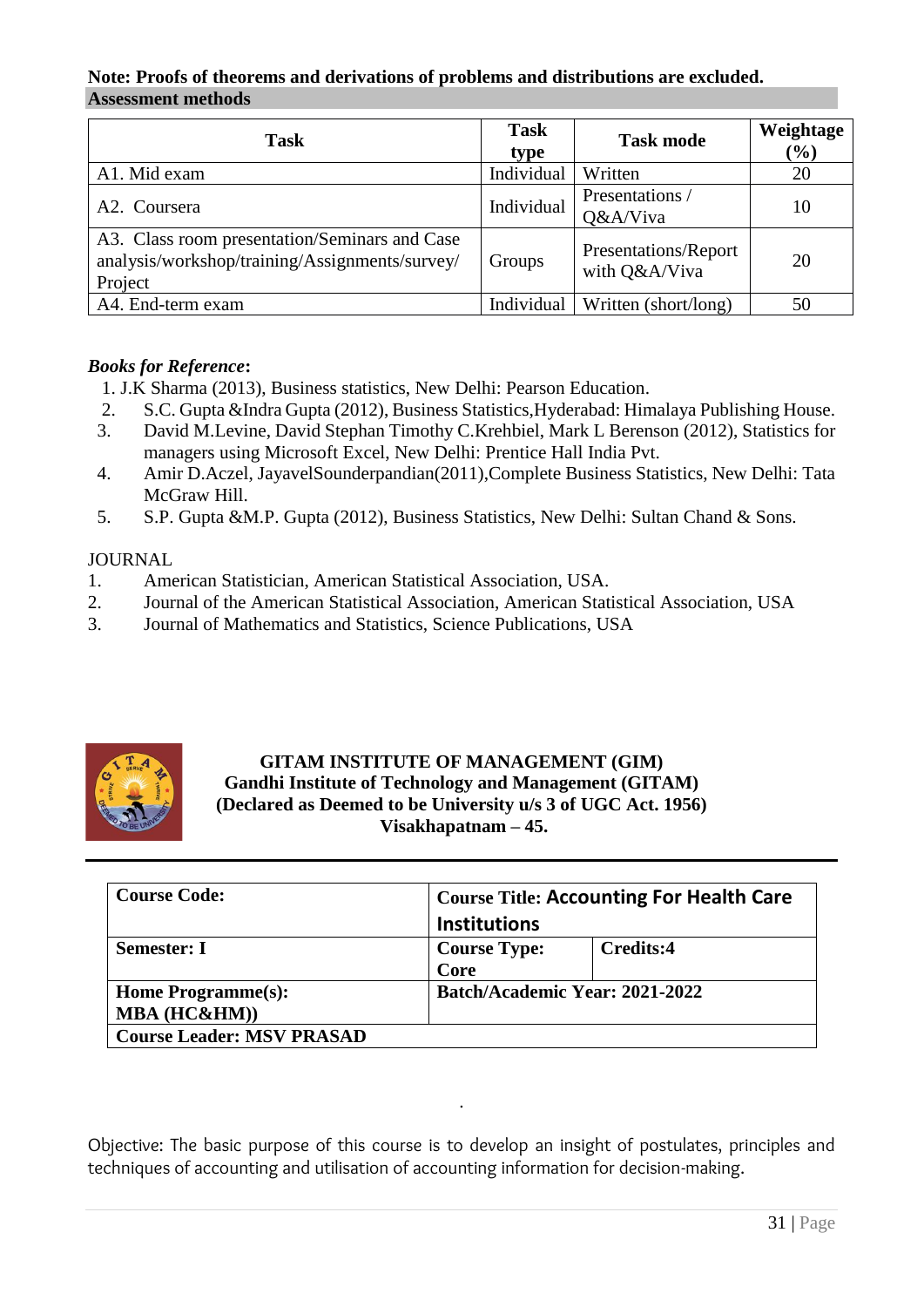**Note: Proofs of theorems and derivations of problems and distributions are excluded.**

**Assessment methods**

| Task | Task type | Task mode | Weightage (%) |
|---|---|---|---|
| A1. Mid exam | Individual | Written | 20 |
| A2. Coursera | Individual | Presentations / Q&A/Viva | 10 |
| A3. Class room presentation/Seminars and Case analysis/workshop/training/Assignments/survey/ Project | Groups | Presentations/Report with Q&A/Viva | 20 |
| A4. End-term exam | Individual | Written (short/long) | 50 |

***Books for Reference*:**

1. J.K Sharma (2013), Business statistics, New Delhi: Pearson Education.
2. S.C. Gupta &Indra Gupta (2012), Business Statistics,Hyderabad: Himalaya Publishing House.
3. David M.Levine, David Stephan Timothy C.Krehbiel, Mark L Berenson (2012), Statistics for managers using Microsoft Excel, New Delhi: Prentice Hall India Pvt.
4. Amir D.Aczel, JayavelSounderpandian(2011),Complete Business Statistics, New Delhi: Tata McGraw Hill.
5. S.P. Gupta &M.P. Gupta (2012), Business Statistics, New Delhi: Sultan Chand & Sons.

JOURNAL

1. American Statistician, American Statistical Association, USA.
2. Journal of the American Statistical Association, American Statistical Association, USA
3. Journal of Mathematics and Statistics, Science Publications, USA

**GITAM INSTITUTE OF MANAGEMENT (GIM)**
**Gandhi Institute of Technology and Management (GITAM)**
**(Declared as Deemed to be University u/s 3 of UGC Act. 1956)**
**Visakhapatnam – 45.**

| **Course Code:** | **Course Title: Accounting For Health Care Institutions** | |
|---|---|---|
| **Semester: I** | **Course Type: Core** | **Credits:4** |
| **Home Programme(s): MBA (HC&HM))** | **Batch/Academic Year: 2021-2022** | |
| **Course Leader: MSV PRASAD** | | |

Objective: The basic purpose of this course is to develop an insight of postulates, principles and techniques of accounting and utilisation of accounting information for decision-making.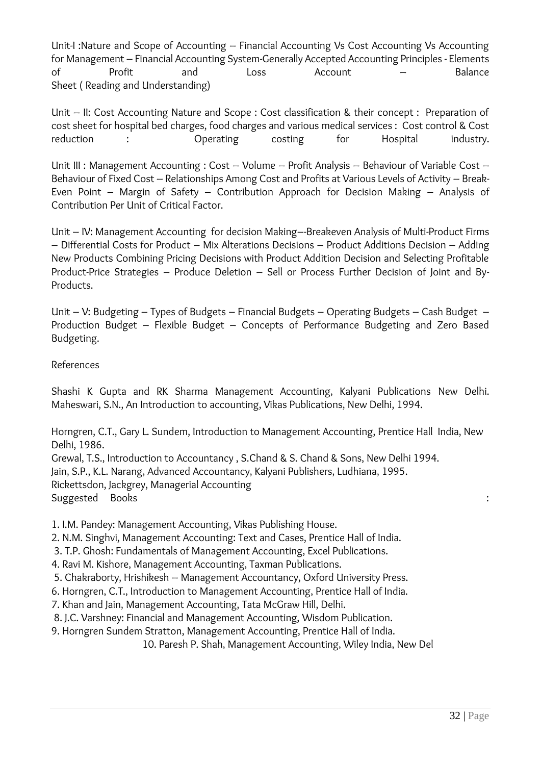Unit-I :Nature and Scope of Accounting – Financial Accounting Vs Cost Accounting Vs Accounting for Management – Financial Accounting System-Generally Accepted Accounting Principles - Elements of Profit and Loss Account – Balance Sheet ( Reading and Understanding)

Unit – II: Cost Accounting Nature and Scope : Cost classification & their concept : Preparation of cost sheet for hospital bed charges, food charges and various medical services : Cost control & Cost reduction : Operating costing for Hospital industry.

Unit III : Management Accounting : Cost – Volume – Profit Analysis – Behaviour of Variable Cost – Behaviour of Fixed Cost – Relationships Among Cost and Profits at Various Levels of Activity – Break-Even Point – Margin of Safety – Contribution Approach for Decision Making – Analysis of Contribution Per Unit of Critical Factor.

Unit – IV: Management Accounting for decision Making–-Breakeven Analysis of Multi-Product Firms – Differential Costs for Product – Mix Alterations Decisions – Product Additions Decision – Adding New Products Combining Pricing Decisions with Product Addition Decision and Selecting Profitable Product-Price Strategies – Produce Deletion – Sell or Process Further Decision of Joint and By-Products.

Unit – V: Budgeting – Types of Budgets – Financial Budgets – Operating Budgets – Cash Budget – Production Budget – Flexible Budget – Concepts of Performance Budgeting and Zero Based Budgeting.

References

Shashi K Gupta and RK Sharma Management Accounting, Kalyani Publications New Delhi. Maheswari, S.N., An Introduction to accounting, Vikas Publications, New Delhi, 1994.

Horngren, C.T., Gary L. Sundem, Introduction to Management Accounting, Prentice Hall India, New Delhi, 1986.
Grewal, T.S., Introduction to Accountancy , S.Chand & S. Chand & Sons, New Delhi 1994.
Jain, S.P., K.L. Narang, Advanced Accountancy, Kalyani Publishers, Ludhiana, 1995.
Rickettsdon, Jackgrey, Managerial Accounting
Suggested Books :

1. I.M. Pandey: Management Accounting, Vikas Publishing House.
2. N.M. Singhvi, Management Accounting: Text and Cases, Prentice Hall of India.
3. T.P. Ghosh: Fundamentals of Management Accounting, Excel Publications.
4. Ravi M. Kishore, Management Accounting, Taxman Publications.
5. Chakraborty, Hrishikesh – Management Accountancy, Oxford University Press.
6. Horngren, C.T., Introduction to Management Accounting, Prentice Hall of India.
7. Khan and Jain, Management Accounting, Tata McGraw Hill, Delhi.
8. J.C. Varshney: Financial and Management Accounting, Wisdom Publication.
9. Horngren Sundem Stratton, Management Accounting, Prentice Hall of India.
10. Paresh P. Shah, Management Accounting, Wiley India, New Del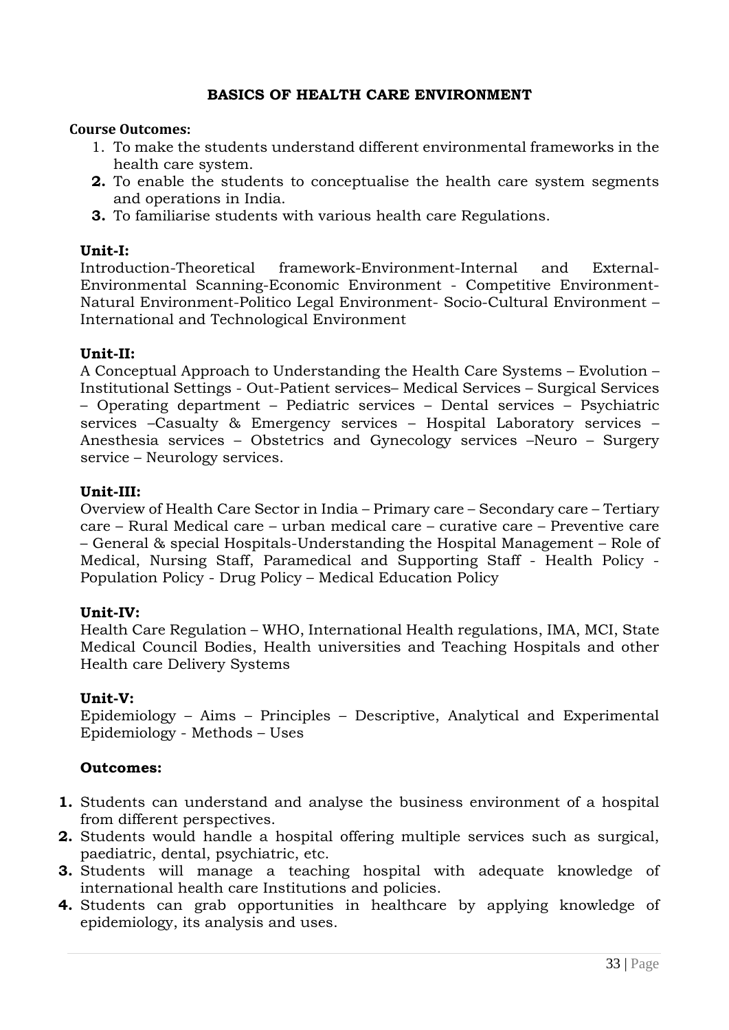# BASICS OF HEALTH CARE ENVIRONMENT

**Course Outcomes:**

1. To make the students understand different environmental frameworks in the health care system.
2. To enable the students to conceptualise the health care system segments and operations in India.
3. To familiarise students with various health care Regulations.

**Unit-I:**

Introduction-Theoretical framework-Environment-Internal and External-Environmental Scanning-Economic Environment - Competitive Environment-Natural Environment-Politico Legal Environment- Socio-Cultural Environment – International and Technological Environment

**Unit-II:**

A Conceptual Approach to Understanding the Health Care Systems – Evolution – Institutional Settings - Out-Patient services– Medical Services – Surgical Services – Operating department – Pediatric services – Dental services – Psychiatric services –Casualty & Emergency services – Hospital Laboratory services – Anesthesia services – Obstetrics and Gynecology services –Neuro – Surgery service – Neurology services.

**Unit-III:**

Overview of Health Care Sector in India – Primary care – Secondary care – Tertiary care – Rural Medical care – urban medical care – curative care – Preventive care – General & special Hospitals-Understanding the Hospital Management – Role of Medical, Nursing Staff, Paramedical and Supporting Staff - Health Policy - Population Policy - Drug Policy – Medical Education Policy

**Unit-IV:**

Health Care Regulation – WHO, International Health regulations, IMA, MCI, State Medical Council Bodies, Health universities and Teaching Hospitals and other Health care Delivery Systems

**Unit-V:**

Epidemiology – Aims – Principles – Descriptive, Analytical and Experimental Epidemiology - Methods – Uses

**Outcomes:**

1. Students can understand and analyse the business environment of a hospital from different perspectives.
2. Students would handle a hospital offering multiple services such as surgical, paediatric, dental, psychiatric, etc.
3. Students will manage a teaching hospital with adequate knowledge of international health care Institutions and policies.
4. Students can grab opportunities in healthcare by applying knowledge of epidemiology, its analysis and uses.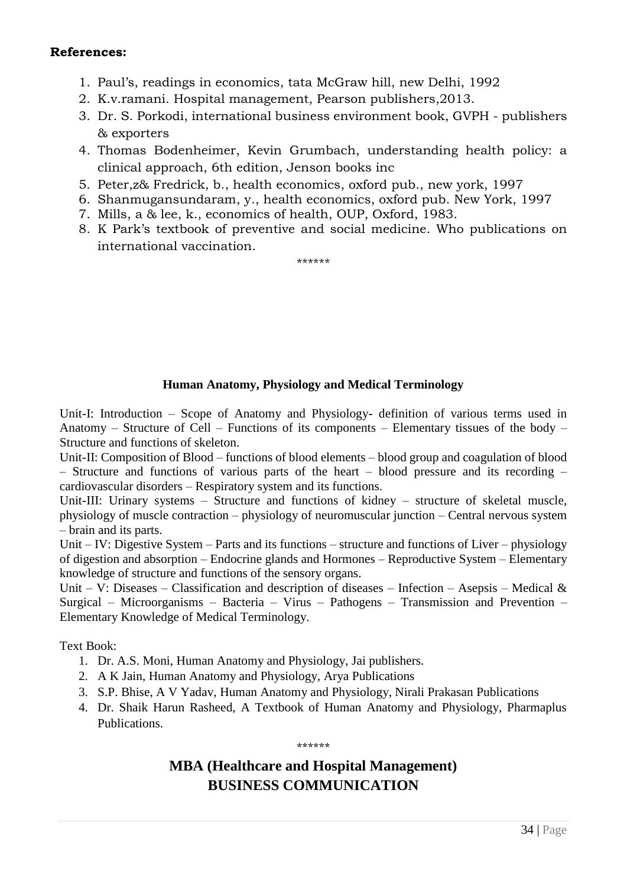**References:**

1. Paul's, readings in economics, tata McGraw hill, new Delhi, 1992
2. K.v.ramani. Hospital management, Pearson publishers,2013.
3. Dr. S. Porkodi, international business environment book, GVPH - publishers & exporters
4. Thomas Bodenheimer, Kevin Grumbach, understanding health policy: a clinical approach, 6th edition, Jenson books inc
5. Peter,z& Fredrick, b., health economics, oxford pub., new york, 1997
6. Shanmugansundaram, y., health economics, oxford pub. New York, 1997
7. Mills, a & lee, k., economics of health, OUP, Oxford, 1983.
8. K Park's textbook of preventive and social medicine. Who publications on international vaccination.

******

### Human Anatomy, Physiology and Medical Terminology

Unit-I: Introduction – Scope of Anatomy and Physiology- definition of various terms used in Anatomy – Structure of Cell – Functions of its components – Elementary tissues of the body – Structure and functions of skeleton.

Unit-II: Composition of Blood – functions of blood elements – blood group and coagulation of blood – Structure and functions of various parts of the heart – blood pressure and its recording – cardiovascular disorders – Respiratory system and its functions.

Unit-III: Urinary systems – Structure and functions of kidney – structure of skeletal muscle, physiology of muscle contraction – physiology of neuromuscular junction – Central nervous system – brain and its parts.

Unit – IV: Digestive System – Parts and its functions – structure and functions of Liver – physiology of digestion and absorption – Endocrine glands and Hormones – Reproductive System – Elementary knowledge of structure and functions of the sensory organs.

Unit – V: Diseases – Classification and description of diseases – Infection – Asepsis – Medical & Surgical – Microorganisms – Bacteria – Virus – Pathogens – Transmission and Prevention – Elementary Knowledge of Medical Terminology.

Text Book:

1. Dr. A.S. Moni, Human Anatomy and Physiology, Jai publishers.
2. A K Jain, Human Anatomy and Physiology, Arya Publications
3. S.P. Bhise, A V Yadav, Human Anatomy and Physiology, Nirali Prakasan Publications
4. Dr. Shaik Harun Rasheed, A Textbook of Human Anatomy and Physiology, Pharmaplus Publications.

******

## MBA (Healthcare and Hospital Management)
## BUSINESS COMMUNICATION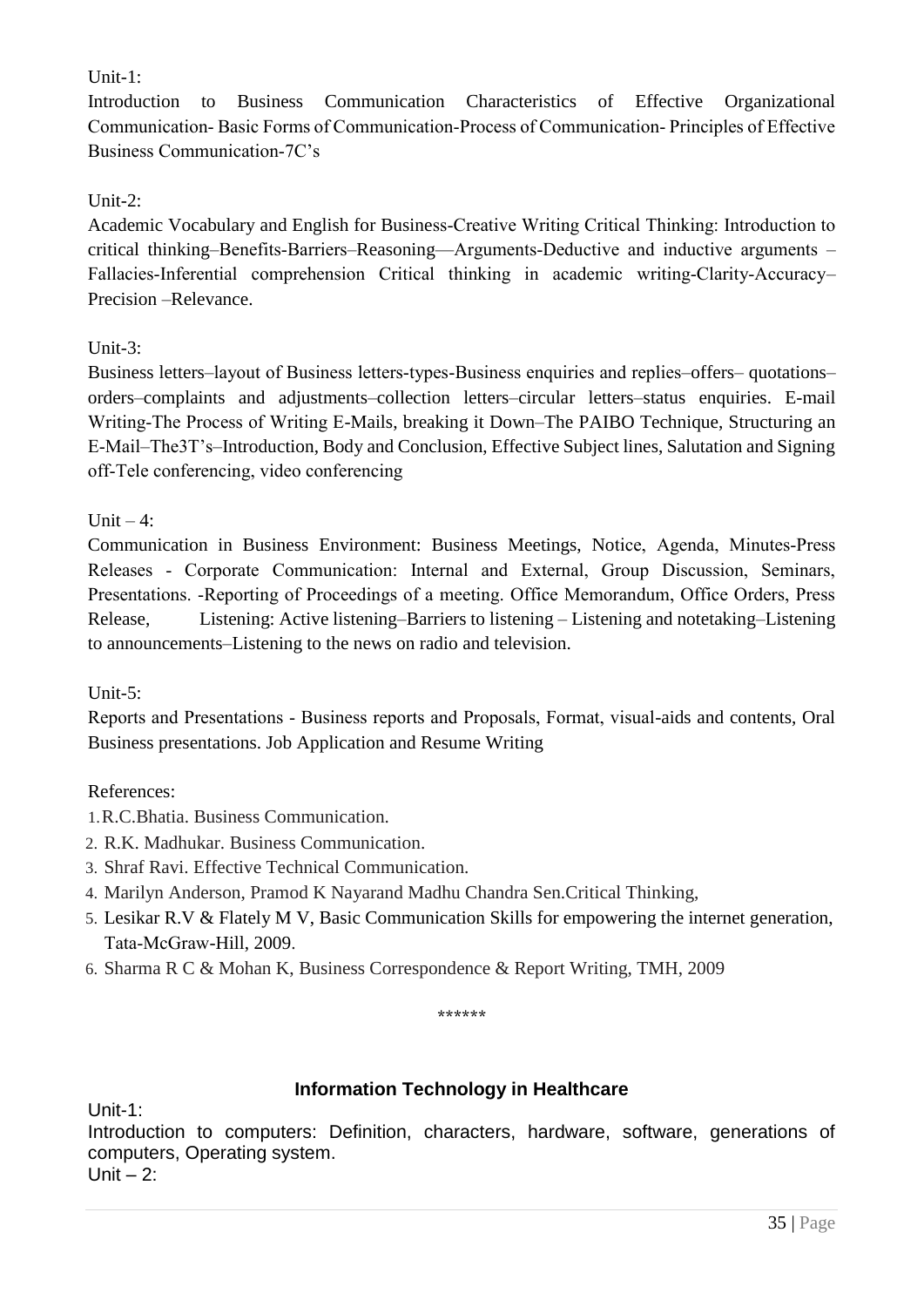Unit-1:

Introduction to Business Communication Characteristics of Effective Organizational Communication- Basic Forms of Communication-Process of Communication- Principles of Effective Business Communication-7C's

Unit-2:

Academic Vocabulary and English for Business-Creative Writing Critical Thinking: Introduction to critical thinking–Benefits-Barriers–Reasoning—Arguments-Deductive and inductive arguments – Fallacies-Inferential comprehension Critical thinking in academic writing-Clarity-Accuracy–Precision –Relevance.

Unit-3:

Business letters–layout of Business letters-types-Business enquiries and replies–offers– quotations–orders–complaints and adjustments–collection letters–circular letters–status enquiries. E-mail Writing-The Process of Writing E-Mails, breaking it Down–The PAIBO Technique, Structuring an E-Mail–The3T's–Introduction, Body and Conclusion, Effective Subject lines, Salutation and Signing off-Tele conferencing, video conferencing

Unit – 4:

Communication in Business Environment: Business Meetings, Notice, Agenda, Minutes-Press Releases - Corporate Communication: Internal and External, Group Discussion, Seminars, Presentations. -Reporting of Proceedings of a meeting. Office Memorandum, Office Orders, Press Release, Listening: Active listening–Barriers to listening – Listening and notetaking–Listening to announcements–Listening to the news on radio and television.

Unit-5:

Reports and Presentations - Business reports and Proposals, Format, visual-aids and contents, Oral Business presentations. Job Application and Resume Writing

References:

1. R.C.Bhatia. Business Communication.
2. R.K. Madhukar. Business Communication.
3. Shraf Ravi. Effective Technical Communication.
4. Marilyn Anderson, Pramod K Nayarand Madhu Chandra Sen.Critical Thinking,
5. Lesikar R.V & Flately M V, Basic Communication Skills for empowering the internet generation, Tata-McGraw-Hill, 2009.
6. Sharma R C & Mohan K, Business Correspondence & Report Writing, TMH, 2009

******

## Information Technology in Healthcare

Unit-1:

Introduction to computers: Definition, characters, hardware, software, generations of computers, Operating system.

Unit – 2: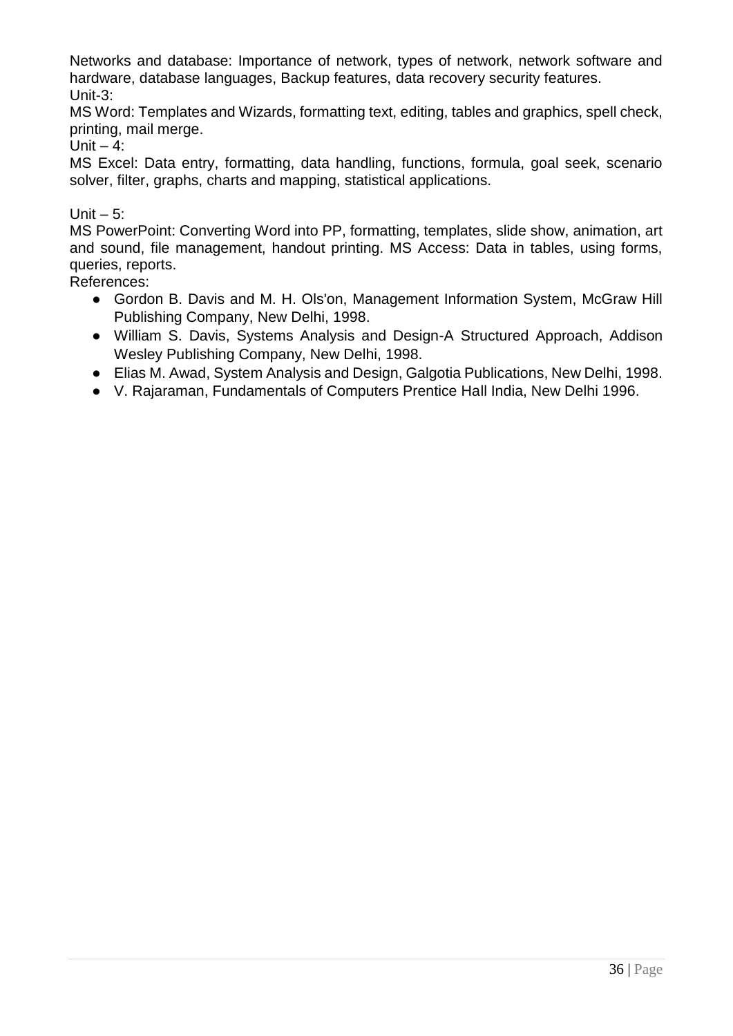Networks and database: Importance of network, types of network, network software and hardware, database languages, Backup features, data recovery security features.

Unit-3:

MS Word: Templates and Wizards, formatting text, editing, tables and graphics, spell check, printing, mail merge.

Unit – 4:

MS Excel: Data entry, formatting, data handling, functions, formula, goal seek, scenario solver, filter, graphs, charts and mapping, statistical applications.

Unit – 5:

MS PowerPoint: Converting Word into PP, formatting, templates, slide show, animation, art and sound, file management, handout printing. MS Access: Data in tables, using forms, queries, reports.

References:

- Gordon B. Davis and M. H. Ols'on, Management Information System, McGraw Hill Publishing Company, New Delhi, 1998.
- William S. Davis, Systems Analysis and Design-A Structured Approach, Addison Wesley Publishing Company, New Delhi, 1998.
- Elias M. Awad, System Analysis and Design, Galgotia Publications, New Delhi, 1998.
- V. Rajaraman, Fundamentals of Computers Prentice Hall India, New Delhi 1996.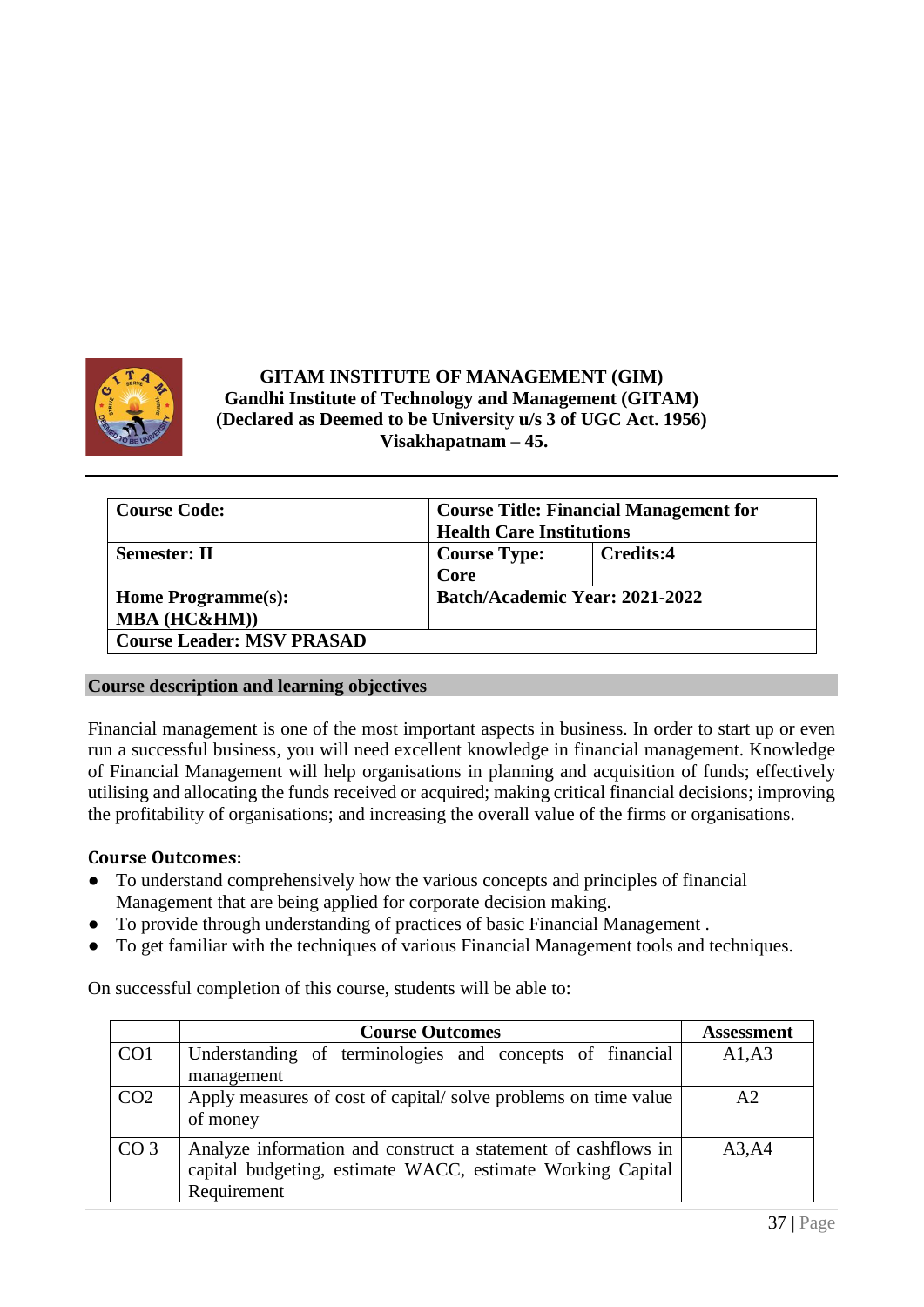**GITAM INSTITUTE OF MANAGEMENT (GIM)**
**Gandhi Institute of Technology and Management (GITAM)**
**(Declared as Deemed to be University u/s 3 of UGC Act. 1956)**
**Visakhapatnam – 45.**

| **Course Code:** | **Course Title: Financial Management for Health Care Institutions** | |
|---|---|---|
| **Semester: II** | **Course Type: Core** | **Credits:4** |
| **Home Programme(s): MBA (HC&HM))** | **Batch/Academic Year: 2021-2022** | |
| **Course Leader: MSV PRASAD** | | |

## Course description and learning objectives

Financial management is one of the most important aspects in business. In order to start up or even run a successful business, you will need excellent knowledge in financial management. Knowledge of Financial Management will help organisations in planning and acquisition of funds; effectively utilising and allocating the funds received or acquired; making critical financial decisions; improving the profitability of organisations; and increasing the overall value of the firms or organisations.

**Course Outcomes:**

- To understand comprehensively how the various concepts and principles of financial Management that are being applied for corporate decision making.
- To provide through understanding of practices of basic Financial Management .
- To get familiar with the techniques of various Financial Management tools and techniques.

On successful completion of this course, students will be able to:

| | Course Outcomes | Assessment |
|---|---|---|
| CO1 | Understanding of terminologies and concepts of financial management | A1,A3 |
| CO2 | Apply measures of cost of capital/ solve problems on time value of money | A2 |
| CO 3 | Analyze information and construct a statement of cashflows in capital budgeting, estimate WACC, estimate Working Capital Requirement | A3,A4 |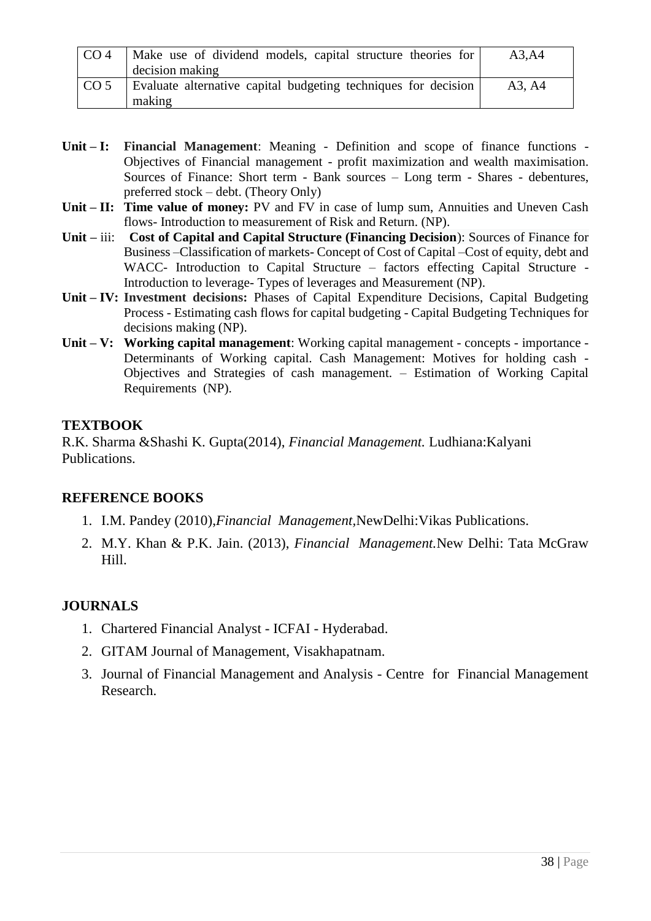| | | |
|---|---|---|
| CO 4 | Make use of dividend models, capital structure theories for decision making | A3,A4 |
| CO 5 | Evaluate alternative capital budgeting techniques for decision making | A3, A4 |

**Unit – I:** **Financial Management**: Meaning - Definition and scope of finance functions - Objectives of Financial management - profit maximization and wealth maximisation. Sources of Finance: Short term - Bank sources – Long term - Shares - debentures, preferred stock – debt. (Theory Only)

**Unit – II:** **Time value of money:** PV and FV in case of lump sum, Annuities and Uneven Cash flows- Introduction to measurement of Risk and Return. (NP).

**Unit –** iii: **Cost of Capital and Capital Structure (Financing Decision**): Sources of Finance for Business –Classification of markets- Concept of Cost of Capital –Cost of equity, debt and WACC- Introduction to Capital Structure – factors effecting Capital Structure - Introduction to leverage- Types of leverages and Measurement (NP).

**Unit – IV:** **Investment decisions:** Phases of Capital Expenditure Decisions, Capital Budgeting Process - Estimating cash flows for capital budgeting - Capital Budgeting Techniques for decisions making (NP).

**Unit – V:** **Working capital management**: Working capital management - concepts - importance - Determinants of Working capital. Cash Management: Motives for holding cash - Objectives and Strategies of cash management. – Estimation of Working Capital Requirements (NP).

## TEXTBOOK

R.K. Sharma &Shashi K. Gupta(2014), *Financial Management.* Ludhiana:Kalyani Publications.

## REFERENCE BOOKS

1. I.M. Pandey (2010),*Financial Management,*NewDelhi:Vikas Publications.
2. M.Y. Khan & P.K. Jain. (2013), *Financial Management.*New Delhi: Tata McGraw Hill.

## JOURNALS

1. Chartered Financial Analyst - ICFAI - Hyderabad.
2. GITAM Journal of Management, Visakhapatnam.
3. Journal of Financial Management and Analysis - Centre for Financial Management Research.